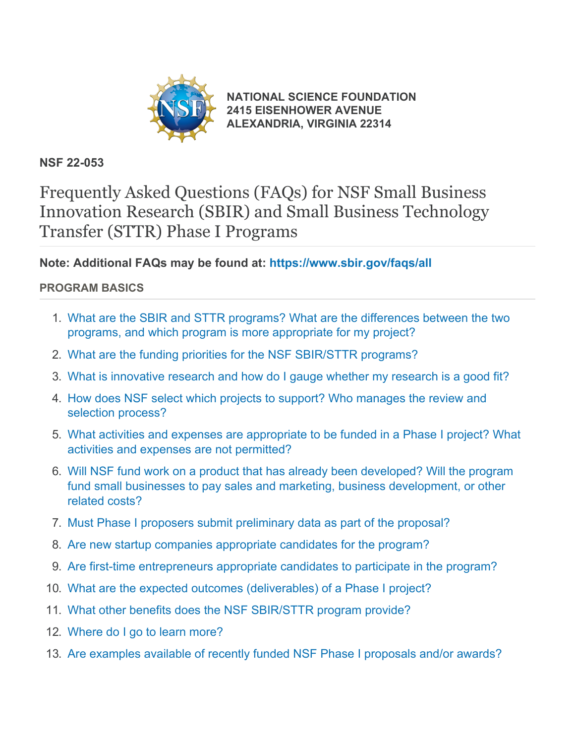**NATIONAL SCIENCE FOUNDATION**
**2415 EISENHOWER AVENUE**
**ALEXANDRIA, VIRGINIA 22314**

**NSF 22-053**

# Frequently Asked Questions (FAQs) for NSF Small Business Innovation Research (SBIR) and Small Business Technology Transfer (STTR) Phase I Programs

**Note: Additional FAQs may be found at: https://www.sbir.gov/faqs/all**

## PROGRAM BASICS

1. What are the SBIR and STTR programs? What are the differences between the two programs, and which program is more appropriate for my project?
2. What are the funding priorities for the NSF SBIR/STTR programs?
3. What is innovative research and how do I gauge whether my research is a good fit?
4. How does NSF select which projects to support? Who manages the review and selection process?
5. What activities and expenses are appropriate to be funded in a Phase I project? What activities and expenses are not permitted?
6. Will NSF fund work on a product that has already been developed? Will the program fund small businesses to pay sales and marketing, business development, or other related costs?
7. Must Phase I proposers submit preliminary data as part of the proposal?
8. Are new startup companies appropriate candidates for the program?
9. Are first-time entrepreneurs appropriate candidates to participate in the program?
10. What are the expected outcomes (deliverables) of a Phase I project?
11. What other benefits does the NSF SBIR/STTR program provide?
12. Where do I go to learn more?
13. Are examples available of recently funded NSF Phase I proposals and/or awards?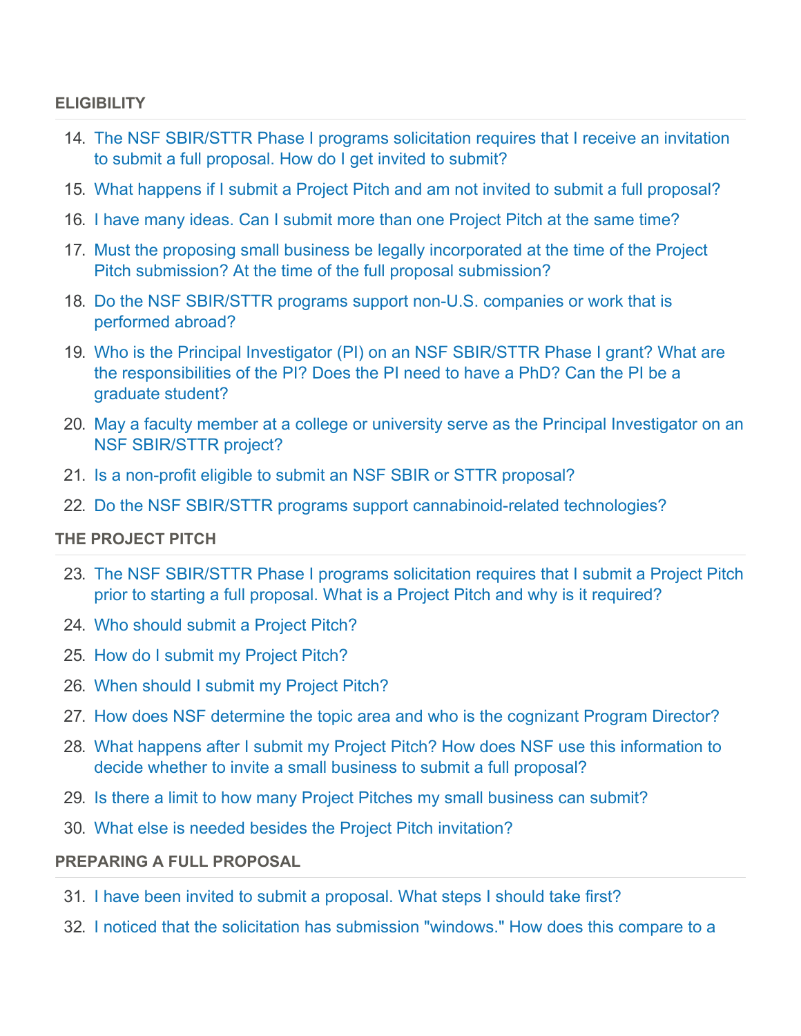**ELIGIBILITY**

14. The NSF SBIR/STTR Phase I programs solicitation requires that I receive an invitation to submit a full proposal. How do I get invited to submit?
15. What happens if I submit a Project Pitch and am not invited to submit a full proposal?
16. I have many ideas. Can I submit more than one Project Pitch at the same time?
17. Must the proposing small business be legally incorporated at the time of the Project Pitch submission? At the time of the full proposal submission?
18. Do the NSF SBIR/STTR programs support non-U.S. companies or work that is performed abroad?
19. Who is the Principal Investigator (PI) on an NSF SBIR/STTR Phase I grant? What are the responsibilities of the PI? Does the PI need to have a PhD? Can the PI be a graduate student?
20. May a faculty member at a college or university serve as the Principal Investigator on an NSF SBIR/STTR project?
21. Is a non-profit eligible to submit an NSF SBIR or STTR proposal?
22. Do the NSF SBIR/STTR programs support cannabinoid-related technologies?

**THE PROJECT PITCH**

23. The NSF SBIR/STTR Phase I programs solicitation requires that I submit a Project Pitch prior to starting a full proposal. What is a Project Pitch and why is it required?
24. Who should submit a Project Pitch?
25. How do I submit my Project Pitch?
26. When should I submit my Project Pitch?
27. How does NSF determine the topic area and who is the cognizant Program Director?
28. What happens after I submit my Project Pitch? How does NSF use this information to decide whether to invite a small business to submit a full proposal?
29. Is there a limit to how many Project Pitches my small business can submit?
30. What else is needed besides the Project Pitch invitation?

**PREPARING A FULL PROPOSAL**

31. I have been invited to submit a proposal. What steps I should take first?
32. I noticed that the solicitation has submission "windows." How does this compare to a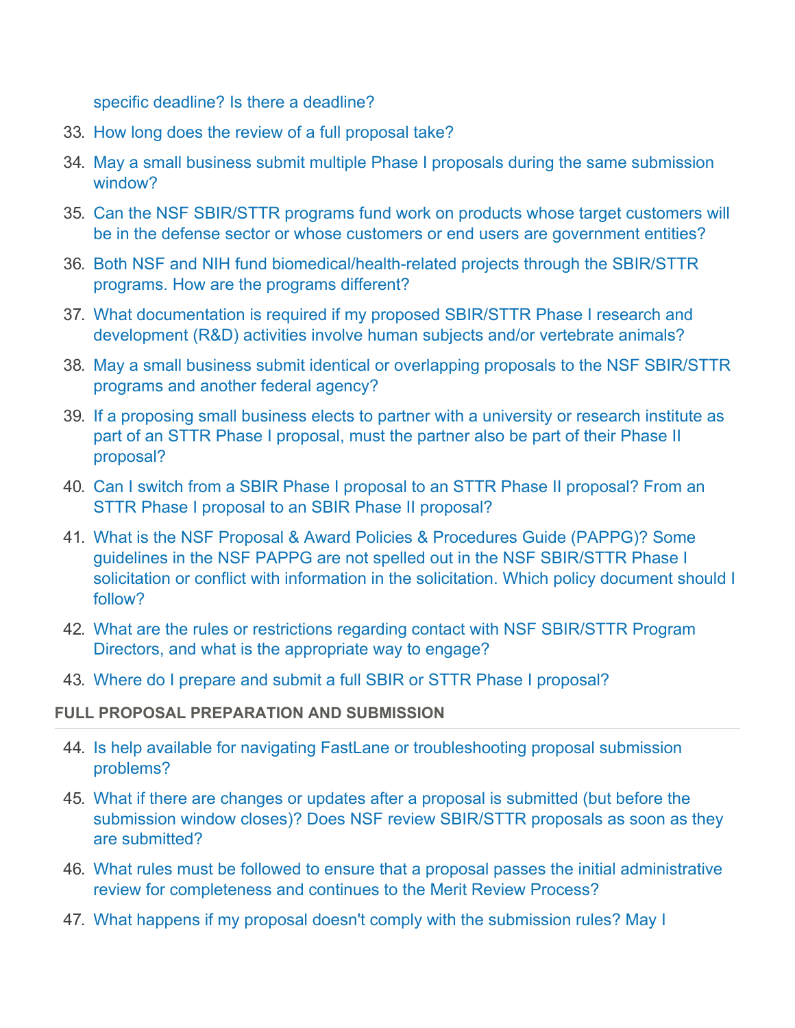specific deadline? Is there a deadline?

33. How long does the review of a full proposal take?
34. May a small business submit multiple Phase I proposals during the same submission window?
35. Can the NSF SBIR/STTR programs fund work on products whose target customers will be in the defense sector or whose customers or end users are government entities?
36. Both NSF and NIH fund biomedical/health-related projects through the SBIR/STTR programs. How are the programs different?
37. What documentation is required if my proposed SBIR/STTR Phase I research and development (R&D) activities involve human subjects and/or vertebrate animals?
38. May a small business submit identical or overlapping proposals to the NSF SBIR/STTR programs and another federal agency?
39. If a proposing small business elects to partner with a university or research institute as part of an STTR Phase I proposal, must the partner also be part of their Phase II proposal?
40. Can I switch from a SBIR Phase I proposal to an STTR Phase II proposal? From an STTR Phase I proposal to an SBIR Phase II proposal?
41. What is the NSF Proposal & Award Policies & Procedures Guide (PAPPG)? Some guidelines in the NSF PAPPG are not spelled out in the NSF SBIR/STTR Phase I solicitation or conflict with information in the solicitation. Which policy document should I follow?
42. What are the rules or restrictions regarding contact with NSF SBIR/STTR Program Directors, and what is the appropriate way to engage?
43. Where do I prepare and submit a full SBIR or STTR Phase I proposal?

**FULL PROPOSAL PREPARATION AND SUBMISSION**

44. Is help available for navigating FastLane or troubleshooting proposal submission problems?
45. What if there are changes or updates after a proposal is submitted (but before the submission window closes)? Does NSF review SBIR/STTR proposals as soon as they are submitted?
46. What rules must be followed to ensure that a proposal passes the initial administrative review for completeness and continues to the Merit Review Process?
47. What happens if my proposal doesn't comply with the submission rules? May I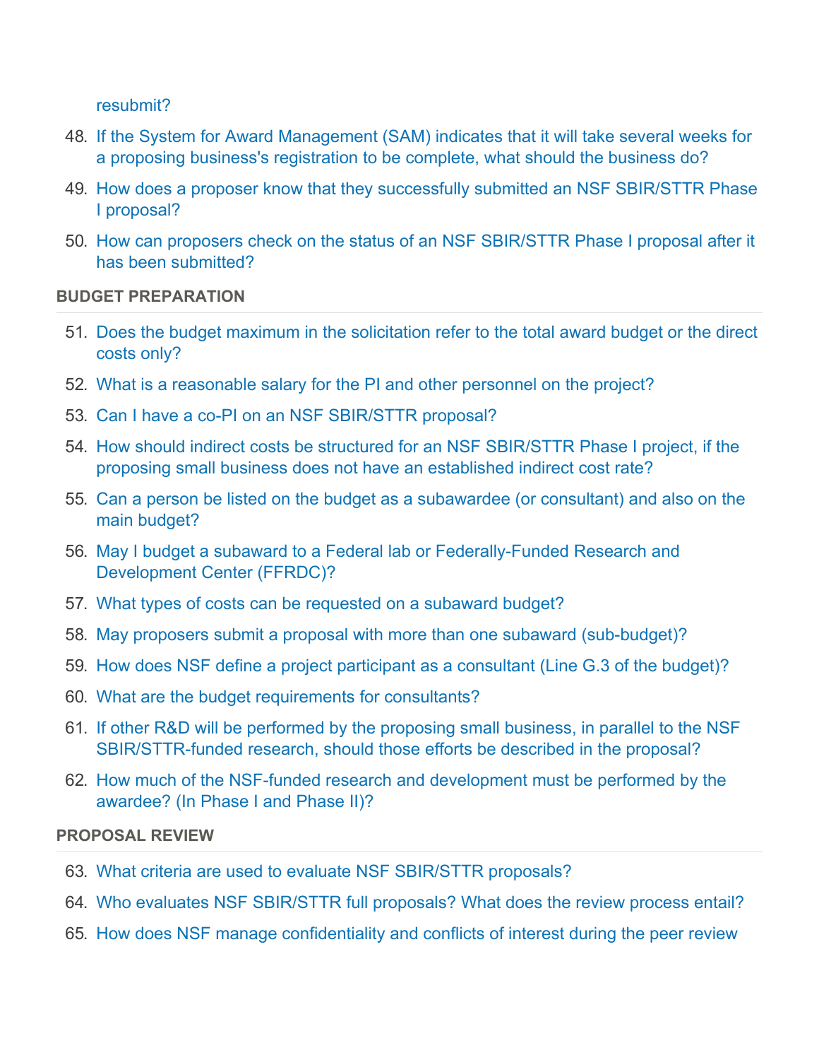resubmit?

48. If the System for Award Management (SAM) indicates that it will take several weeks for a proposing business's registration to be complete, what should the business do?
49. How does a proposer know that they successfully submitted an NSF SBIR/STTR Phase I proposal?
50. How can proposers check on the status of an NSF SBIR/STTR Phase I proposal after it has been submitted?

**BUDGET PREPARATION**

51. Does the budget maximum in the solicitation refer to the total award budget or the direct costs only?
52. What is a reasonable salary for the PI and other personnel on the project?
53. Can I have a co-PI on an NSF SBIR/STTR proposal?
54. How should indirect costs be structured for an NSF SBIR/STTR Phase I project, if the proposing small business does not have an established indirect cost rate?
55. Can a person be listed on the budget as a subawardee (or consultant) and also on the main budget?
56. May I budget a subaward to a Federal lab or Federally-Funded Research and Development Center (FFRDC)?
57. What types of costs can be requested on a subaward budget?
58. May proposers submit a proposal with more than one subaward (sub-budget)?
59. How does NSF define a project participant as a consultant (Line G.3 of the budget)?
60. What are the budget requirements for consultants?
61. If other R&D will be performed by the proposing small business, in parallel to the NSF SBIR/STTR-funded research, should those efforts be described in the proposal?
62. How much of the NSF-funded research and development must be performed by the awardee? (In Phase I and Phase II)?

**PROPOSAL REVIEW**

63. What criteria are used to evaluate NSF SBIR/STTR proposals?
64. Who evaluates NSF SBIR/STTR full proposals? What does the review process entail?
65. How does NSF manage confidentiality and conflicts of interest during the peer review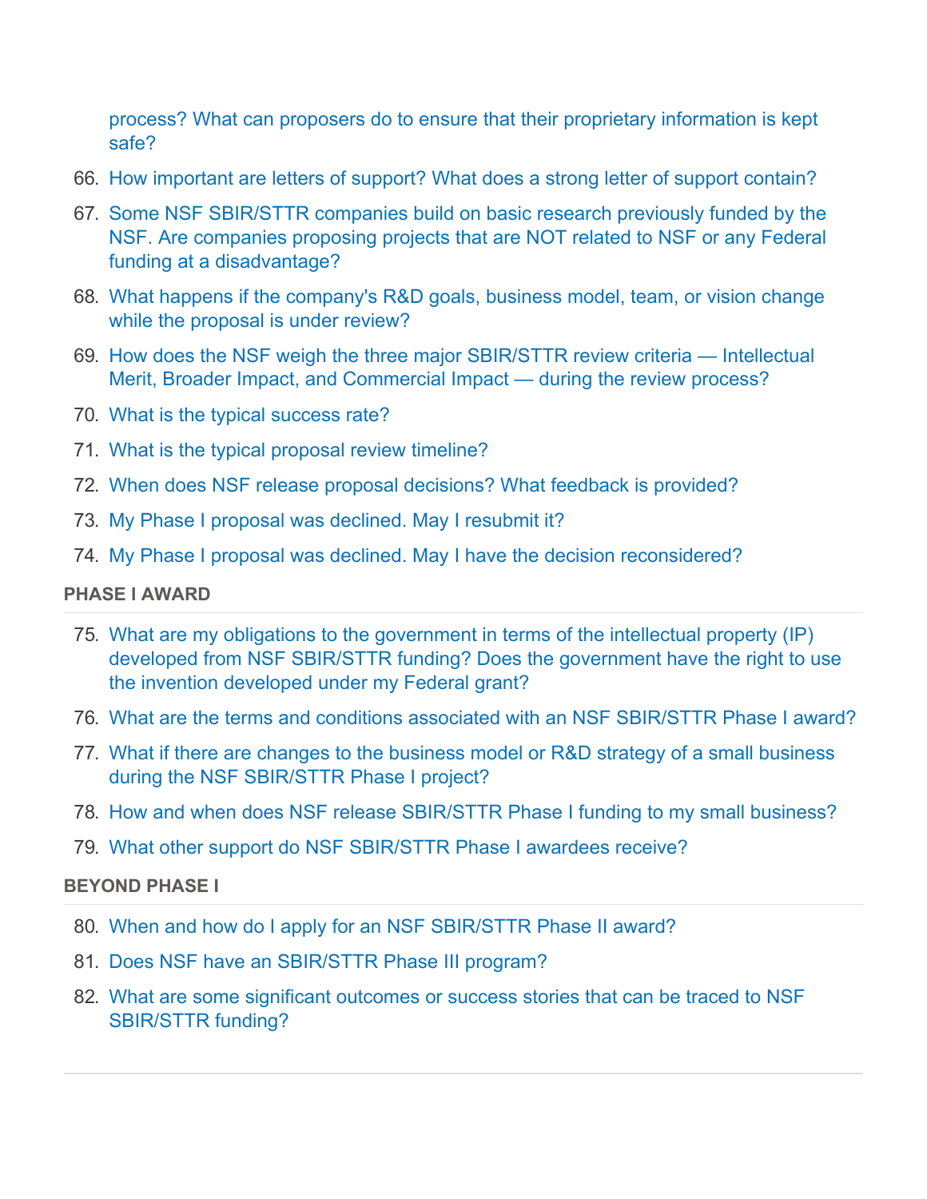process? What can proposers do to ensure that their proprietary information is kept safe?

66. How important are letters of support? What does a strong letter of support contain?
67. Some NSF SBIR/STTR companies build on basic research previously funded by the NSF. Are companies proposing projects that are NOT related to NSF or any Federal funding at a disadvantage?
68. What happens if the company's R&D goals, business model, team, or vision change while the proposal is under review?
69. How does the NSF weigh the three major SBIR/STTR review criteria — Intellectual Merit, Broader Impact, and Commercial Impact — during the review process?
70. What is the typical success rate?
71. What is the typical proposal review timeline?
72. When does NSF release proposal decisions? What feedback is provided?
73. My Phase I proposal was declined. May I resubmit it?
74. My Phase I proposal was declined. May I have the decision reconsidered?

**PHASE I AWARD**

75. What are my obligations to the government in terms of the intellectual property (IP) developed from NSF SBIR/STTR funding? Does the government have the right to use the invention developed under my Federal grant?
76. What are the terms and conditions associated with an NSF SBIR/STTR Phase I award?
77. What if there are changes to the business model or R&D strategy of a small business during the NSF SBIR/STTR Phase I project?
78. How and when does NSF release SBIR/STTR Phase I funding to my small business?
79. What other support do NSF SBIR/STTR Phase I awardees receive?

**BEYOND PHASE I**

80. When and how do I apply for an NSF SBIR/STTR Phase II award?
81. Does NSF have an SBIR/STTR Phase III program?
82. What are some significant outcomes or success stories that can be traced to NSF SBIR/STTR funding?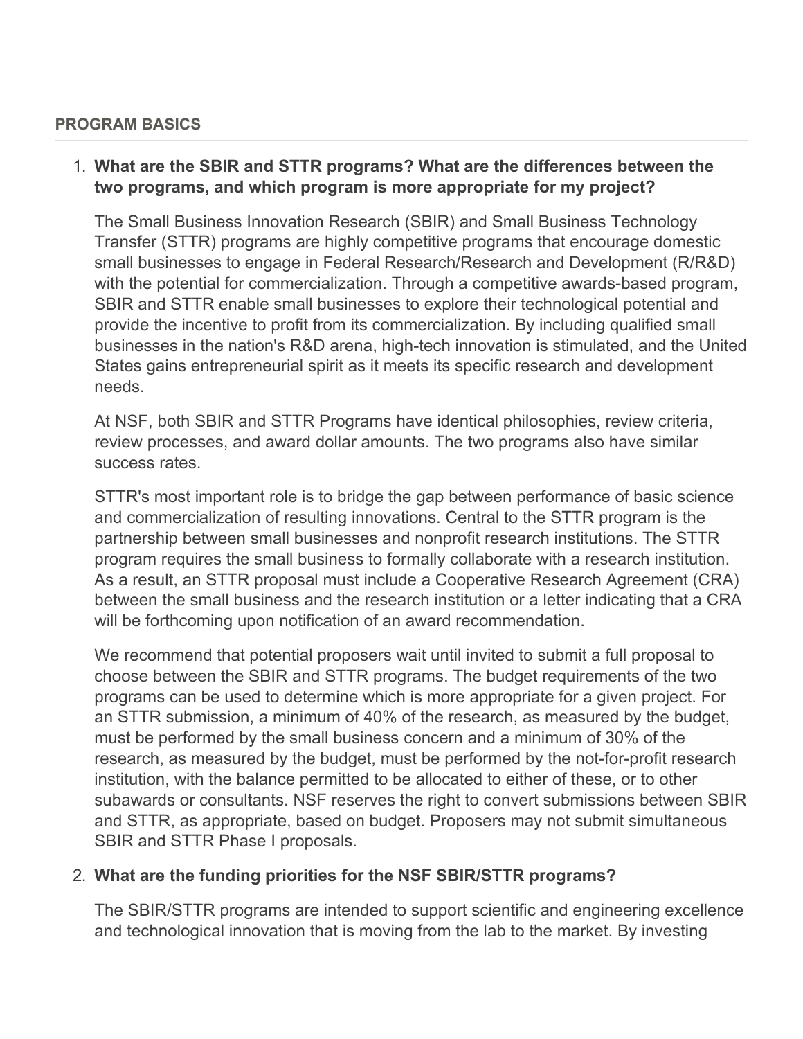## PROGRAM BASICS

1. **What are the SBIR and STTR programs? What are the differences between the two programs, and which program is more appropriate for my project?**

   The Small Business Innovation Research (SBIR) and Small Business Technology Transfer (STTR) programs are highly competitive programs that encourage domestic small businesses to engage in Federal Research/Research and Development (R/R&D) with the potential for commercialization. Through a competitive awards-based program, SBIR and STTR enable small businesses to explore their technological potential and provide the incentive to profit from its commercialization. By including qualified small businesses in the nation's R&D arena, high-tech innovation is stimulated, and the United States gains entrepreneurial spirit as it meets its specific research and development needs.

   At NSF, both SBIR and STTR Programs have identical philosophies, review criteria, review processes, and award dollar amounts. The two programs also have similar success rates.

   STTR's most important role is to bridge the gap between performance of basic science and commercialization of resulting innovations. Central to the STTR program is the partnership between small businesses and nonprofit research institutions. The STTR program requires the small business to formally collaborate with a research institution. As a result, an STTR proposal must include a Cooperative Research Agreement (CRA) between the small business and the research institution or a letter indicating that a CRA will be forthcoming upon notification of an award recommendation.

   We recommend that potential proposers wait until invited to submit a full proposal to choose between the SBIR and STTR programs. The budget requirements of the two programs can be used to determine which is more appropriate for a given project. For an STTR submission, a minimum of 40% of the research, as measured by the budget, must be performed by the small business concern and a minimum of 30% of the research, as measured by the budget, must be performed by the not-for-profit research institution, with the balance permitted to be allocated to either of these, or to other subawards or consultants. NSF reserves the right to convert submissions between SBIR and STTR, as appropriate, based on budget. Proposers may not submit simultaneous SBIR and STTR Phase I proposals.

2. **What are the funding priorities for the NSF SBIR/STTR programs?**

   The SBIR/STTR programs are intended to support scientific and engineering excellence and technological innovation that is moving from the lab to the market. By investing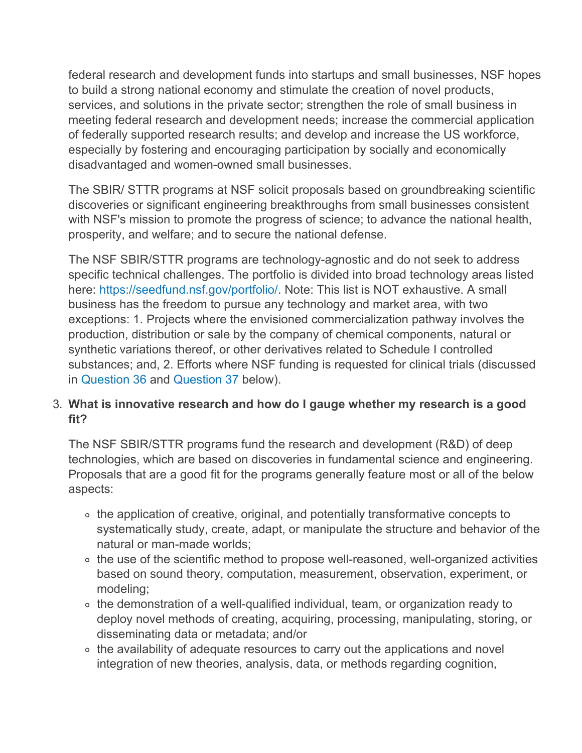federal research and development funds into startups and small businesses, NSF hopes to build a strong national economy and stimulate the creation of novel products, services, and solutions in the private sector; strengthen the role of small business in meeting federal research and development needs; increase the commercial application of federally supported research results; and develop and increase the US workforce, especially by fostering and encouraging participation by socially and economically disadvantaged and women-owned small businesses.

The SBIR/ STTR programs at NSF solicit proposals based on groundbreaking scientific discoveries or significant engineering breakthroughs from small businesses consistent with NSF's mission to promote the progress of science; to advance the national health, prosperity, and welfare; and to secure the national defense.

The NSF SBIR/STTR programs are technology-agnostic and do not seek to address specific technical challenges. The portfolio is divided into broad technology areas listed here: https://seedfund.nsf.gov/portfolio/. Note: This list is NOT exhaustive. A small business has the freedom to pursue any technology and market area, with two exceptions: 1. Projects where the envisioned commercialization pathway involves the production, distribution or sale by the company of chemical components, natural or synthetic variations thereof, or other derivatives related to Schedule I controlled substances; and, 2. Efforts where NSF funding is requested for clinical trials (discussed in Question 36 and Question 37 below).

3. **What is innovative research and how do I gauge whether my research is a good fit?**

   The NSF SBIR/STTR programs fund the research and development (R&D) of deep technologies, which are based on discoveries in fundamental science and engineering. Proposals that are a good fit for the programs generally feature most or all of the below aspects:

   - the application of creative, original, and potentially transformative concepts to systematically study, create, adapt, or manipulate the structure and behavior of the natural or man-made worlds;
   - the use of the scientific method to propose well-reasoned, well-organized activities based on sound theory, computation, measurement, observation, experiment, or modeling;
   - the demonstration of a well-qualified individual, team, or organization ready to deploy novel methods of creating, acquiring, processing, manipulating, storing, or disseminating data or metadata; and/or
   - the availability of adequate resources to carry out the applications and novel integration of new theories, analysis, data, or methods regarding cognition,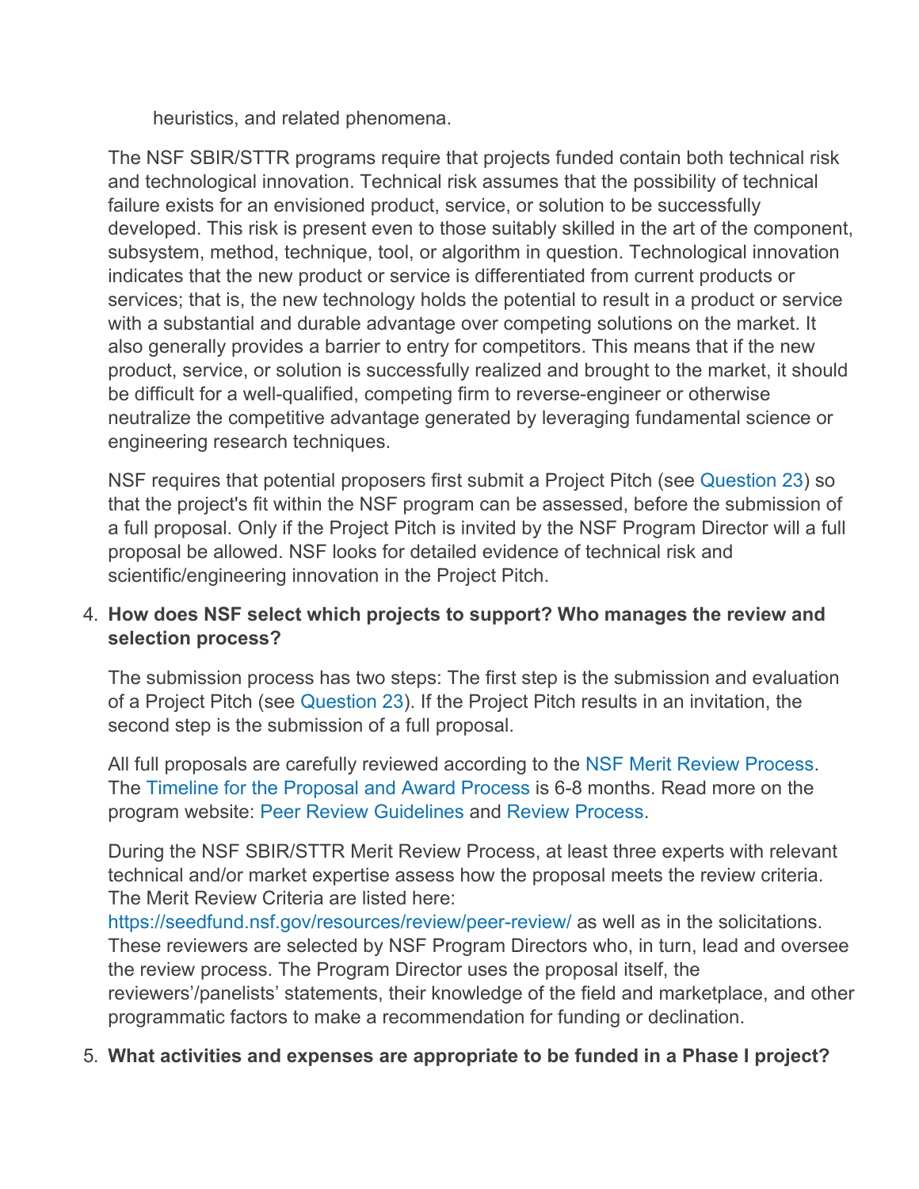heuristics, and related phenomena.

The NSF SBIR/STTR programs require that projects funded contain both technical risk and technological innovation. Technical risk assumes that the possibility of technical failure exists for an envisioned product, service, or solution to be successfully developed. This risk is present even to those suitably skilled in the art of the component, subsystem, method, technique, tool, or algorithm in question. Technological innovation indicates that the new product or service is differentiated from current products or services; that is, the new technology holds the potential to result in a product or service with a substantial and durable advantage over competing solutions on the market. It also generally provides a barrier to entry for competitors. This means that if the new product, service, or solution is successfully realized and brought to the market, it should be difficult for a well-qualified, competing firm to reverse-engineer or otherwise neutralize the competitive advantage generated by leveraging fundamental science or engineering research techniques.

NSF requires that potential proposers first submit a Project Pitch (see Question 23) so that the project's fit within the NSF program can be assessed, before the submission of a full proposal. Only if the Project Pitch is invited by the NSF Program Director will a full proposal be allowed. NSF looks for detailed evidence of technical risk and scientific/engineering innovation in the Project Pitch.

4. **How does NSF select which projects to support? Who manages the review and selection process?**

   The submission process has two steps: The first step is the submission and evaluation of a Project Pitch (see Question 23). If the Project Pitch results in an invitation, the second step is the submission of a full proposal.

   All full proposals are carefully reviewed according to the NSF Merit Review Process. The Timeline for the Proposal and Award Process is 6-8 months. Read more on the program website: Peer Review Guidelines and Review Process.

   During the NSF SBIR/STTR Merit Review Process, at least three experts with relevant technical and/or market expertise assess how the proposal meets the review criteria. The Merit Review Criteria are listed here: https://seedfund.nsf.gov/resources/review/peer-review/ as well as in the solicitations. These reviewers are selected by NSF Program Directors who, in turn, lead and oversee the review process. The Program Director uses the proposal itself, the reviewers'/panelists' statements, their knowledge of the field and marketplace, and other programmatic factors to make a recommendation for funding or declination.

5. **What activities and expenses are appropriate to be funded in a Phase I project?**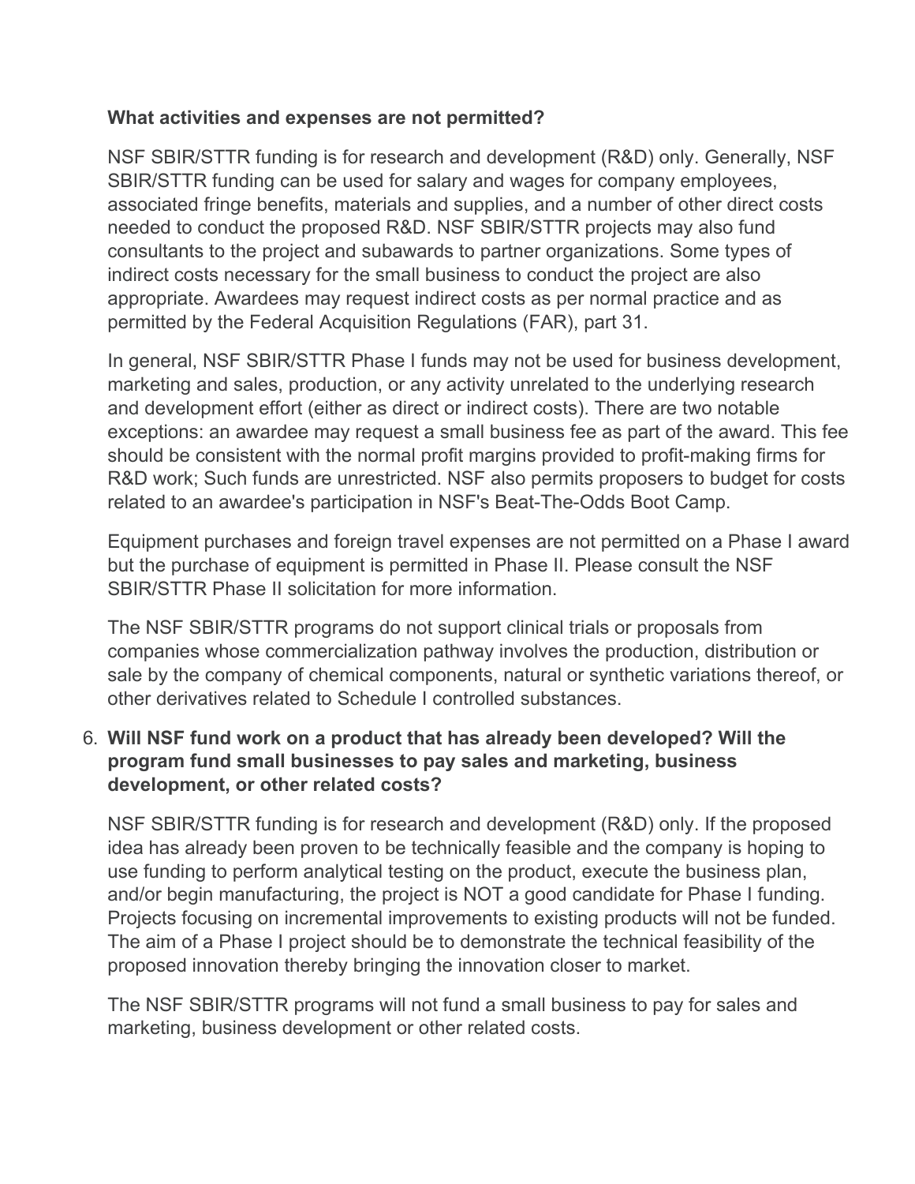**What activities and expenses are not permitted?**

NSF SBIR/STTR funding is for research and development (R&D) only. Generally, NSF SBIR/STTR funding can be used for salary and wages for company employees, associated fringe benefits, materials and supplies, and a number of other direct costs needed to conduct the proposed R&D. NSF SBIR/STTR projects may also fund consultants to the project and subawards to partner organizations. Some types of indirect costs necessary for the small business to conduct the project are also appropriate. Awardees may request indirect costs as per normal practice and as permitted by the Federal Acquisition Regulations (FAR), part 31.

In general, NSF SBIR/STTR Phase I funds may not be used for business development, marketing and sales, production, or any activity unrelated to the underlying research and development effort (either as direct or indirect costs). There are two notable exceptions: an awardee may request a small business fee as part of the award. This fee should be consistent with the normal profit margins provided to profit-making firms for R&D work; Such funds are unrestricted. NSF also permits proposers to budget for costs related to an awardee's participation in NSF's Beat-The-Odds Boot Camp.

Equipment purchases and foreign travel expenses are not permitted on a Phase I award but the purchase of equipment is permitted in Phase II. Please consult the NSF SBIR/STTR Phase II solicitation for more information.

The NSF SBIR/STTR programs do not support clinical trials or proposals from companies whose commercialization pathway involves the production, distribution or sale by the company of chemical components, natural or synthetic variations thereof, or other derivatives related to Schedule I controlled substances.

6. **Will NSF fund work on a product that has already been developed? Will the program fund small businesses to pay sales and marketing, business development, or other related costs?**

   NSF SBIR/STTR funding is for research and development (R&D) only. If the proposed idea has already been proven to be technically feasible and the company is hoping to use funding to perform analytical testing on the product, execute the business plan, and/or begin manufacturing, the project is NOT a good candidate for Phase I funding. Projects focusing on incremental improvements to existing products will not be funded. The aim of a Phase I project should be to demonstrate the technical feasibility of the proposed innovation thereby bringing the innovation closer to market.

   The NSF SBIR/STTR programs will not fund a small business to pay for sales and marketing, business development or other related costs.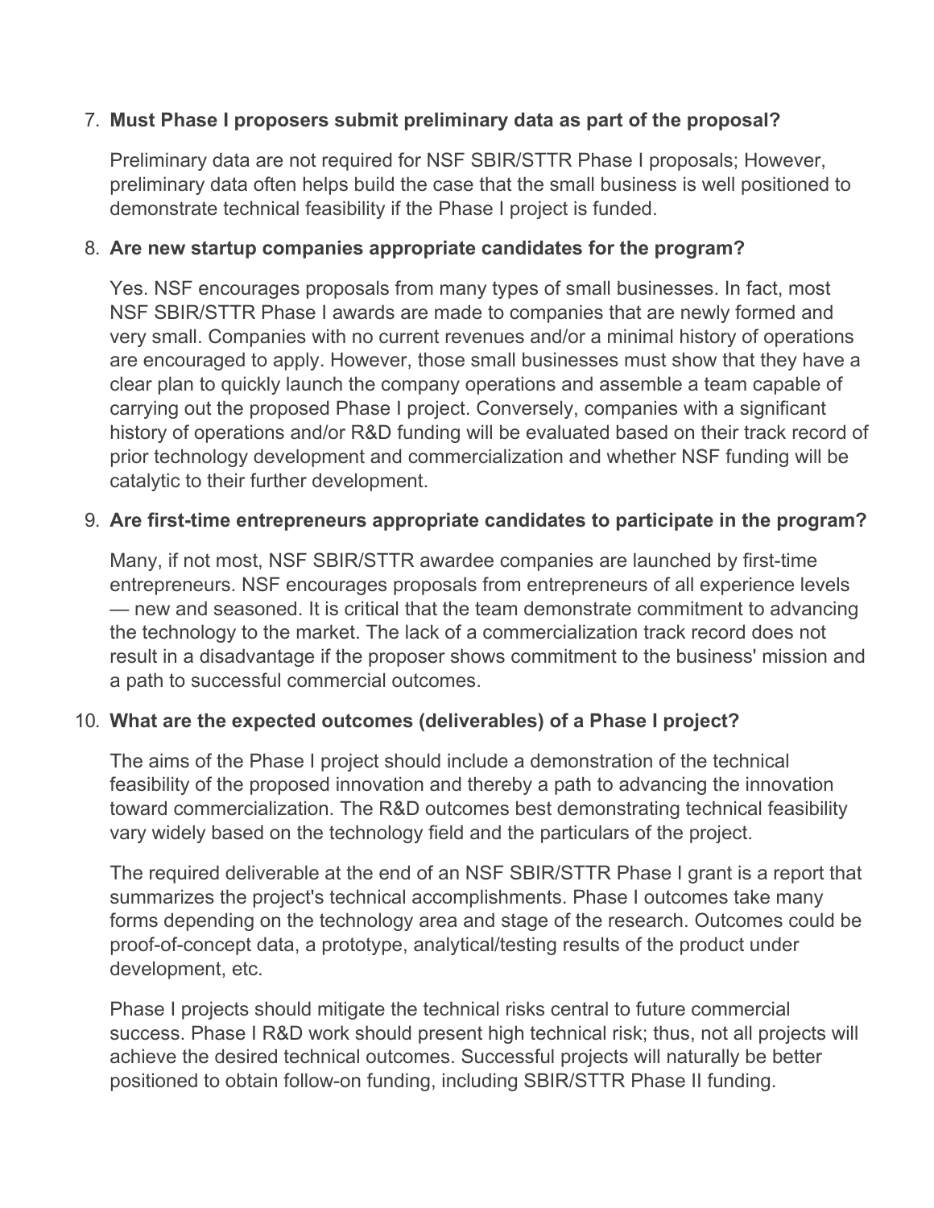7. **Must Phase I proposers submit preliminary data as part of the proposal?**

   Preliminary data are not required for NSF SBIR/STTR Phase I proposals; However, preliminary data often helps build the case that the small business is well positioned to demonstrate technical feasibility if the Phase I project is funded.

8. **Are new startup companies appropriate candidates for the program?**

   Yes. NSF encourages proposals from many types of small businesses. In fact, most NSF SBIR/STTR Phase I awards are made to companies that are newly formed and very small. Companies with no current revenues and/or a minimal history of operations are encouraged to apply. However, those small businesses must show that they have a clear plan to quickly launch the company operations and assemble a team capable of carrying out the proposed Phase I project. Conversely, companies with a significant history of operations and/or R&D funding will be evaluated based on their track record of prior technology development and commercialization and whether NSF funding will be catalytic to their further development.

9. **Are first-time entrepreneurs appropriate candidates to participate in the program?**

   Many, if not most, NSF SBIR/STTR awardee companies are launched by first-time entrepreneurs. NSF encourages proposals from entrepreneurs of all experience levels — new and seasoned. It is critical that the team demonstrate commitment to advancing the technology to the market. The lack of a commercialization track record does not result in a disadvantage if the proposer shows commitment to the business' mission and a path to successful commercial outcomes.

10. **What are the expected outcomes (deliverables) of a Phase I project?**

    The aims of the Phase I project should include a demonstration of the technical feasibility of the proposed innovation and thereby a path to advancing the innovation toward commercialization. The R&D outcomes best demonstrating technical feasibility vary widely based on the technology field and the particulars of the project.

    The required deliverable at the end of an NSF SBIR/STTR Phase I grant is a report that summarizes the project's technical accomplishments. Phase I outcomes take many forms depending on the technology area and stage of the research. Outcomes could be proof-of-concept data, a prototype, analytical/testing results of the product under development, etc.

    Phase I projects should mitigate the technical risks central to future commercial success. Phase I R&D work should present high technical risk; thus, not all projects will achieve the desired technical outcomes. Successful projects will naturally be better positioned to obtain follow-on funding, including SBIR/STTR Phase II funding.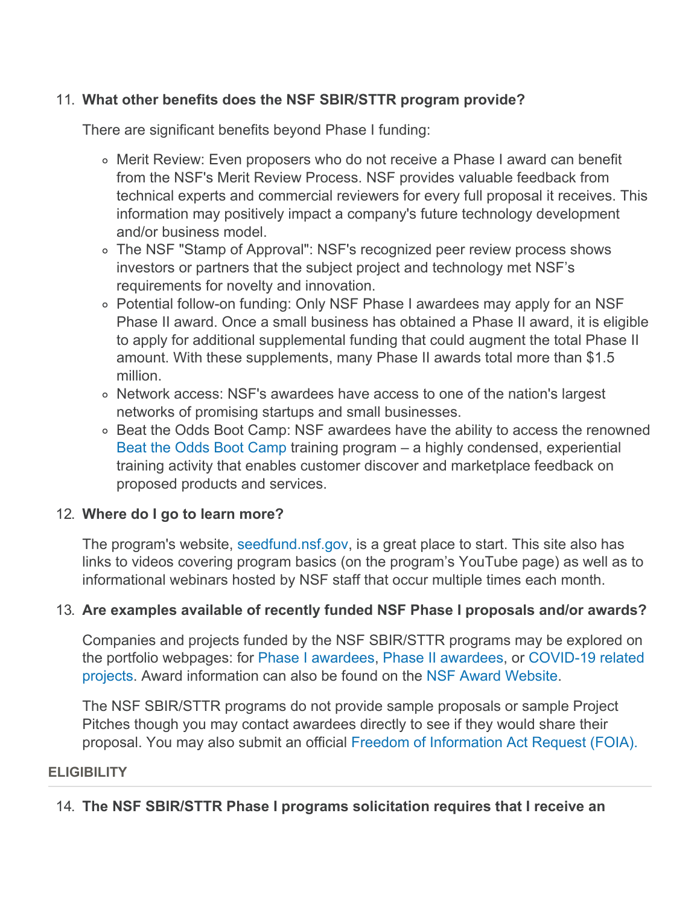11. **What other benefits does the NSF SBIR/STTR program provide?**

    There are significant benefits beyond Phase I funding:

    - Merit Review: Even proposers who do not receive a Phase I award can benefit from the NSF's Merit Review Process. NSF provides valuable feedback from technical experts and commercial reviewers for every full proposal it receives. This information may positively impact a company's future technology development and/or business model.
    - The NSF "Stamp of Approval": NSF's recognized peer review process shows investors or partners that the subject project and technology met NSF's requirements for novelty and innovation.
    - Potential follow-on funding: Only NSF Phase I awardees may apply for an NSF Phase II award. Once a small business has obtained a Phase II award, it is eligible to apply for additional supplemental funding that could augment the total Phase II amount. With these supplements, many Phase II awards total more than $1.5 million.
    - Network access: NSF's awardees have access to one of the nation's largest networks of promising startups and small businesses.
    - Beat the Odds Boot Camp: NSF awardees have the ability to access the renowned Beat the Odds Boot Camp training program – a highly condensed, experiential training activity that enables customer discover and marketplace feedback on proposed products and services.

12. **Where do I go to learn more?**

    The program's website, seedfund.nsf.gov, is a great place to start. This site also has links to videos covering program basics (on the program's YouTube page) as well as to informational webinars hosted by NSF staff that occur multiple times each month.

13. **Are examples available of recently funded NSF Phase I proposals and/or awards?**

    Companies and projects funded by the NSF SBIR/STTR programs may be explored on the portfolio webpages: for Phase I awardees, Phase II awardees, or COVID-19 related projects. Award information can also be found on the NSF Award Website.

    The NSF SBIR/STTR programs do not provide sample proposals or sample Project Pitches though you may contact awardees directly to see if they would share their proposal. You may also submit an official Freedom of Information Act Request (FOIA).

**ELIGIBILITY**

14. **The NSF SBIR/STTR Phase I programs solicitation requires that I receive an**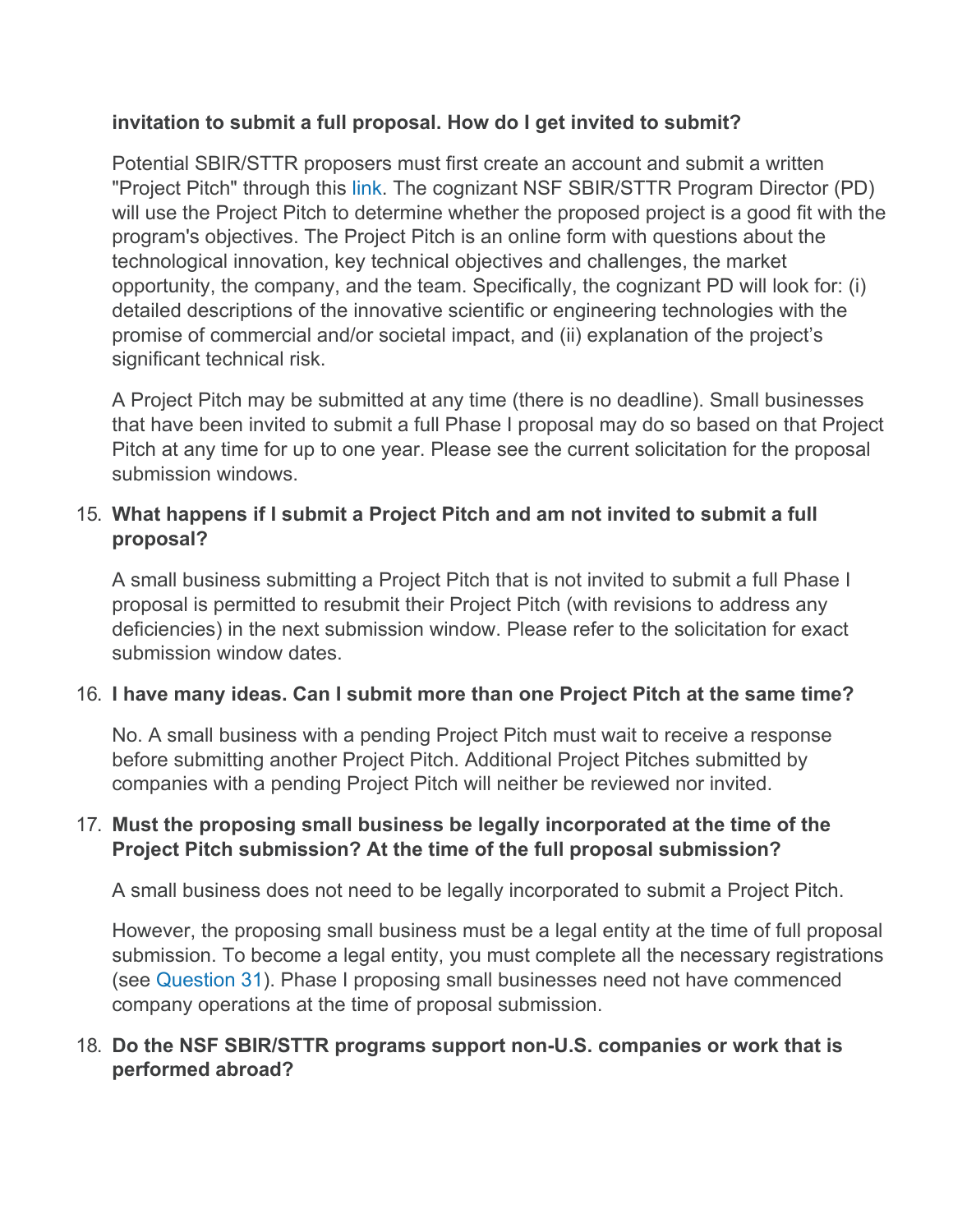**invitation to submit a full proposal. How do I get invited to submit?**

Potential SBIR/STTR proposers must first create an account and submit a written "Project Pitch" through this link. The cognizant NSF SBIR/STTR Program Director (PD) will use the Project Pitch to determine whether the proposed project is a good fit with the program's objectives. The Project Pitch is an online form with questions about the technological innovation, key technical objectives and challenges, the market opportunity, the company, and the team. Specifically, the cognizant PD will look for: (i) detailed descriptions of the innovative scientific or engineering technologies with the promise of commercial and/or societal impact, and (ii) explanation of the project's significant technical risk.

A Project Pitch may be submitted at any time (there is no deadline). Small businesses that have been invited to submit a full Phase I proposal may do so based on that Project Pitch at any time for up to one year. Please see the current solicitation for the proposal submission windows.

15. **What happens if I submit a Project Pitch and am not invited to submit a full proposal?**

    A small business submitting a Project Pitch that is not invited to submit a full Phase I proposal is permitted to resubmit their Project Pitch (with revisions to address any deficiencies) in the next submission window. Please refer to the solicitation for exact submission window dates.

16. **I have many ideas. Can I submit more than one Project Pitch at the same time?**

    No. A small business with a pending Project Pitch must wait to receive a response before submitting another Project Pitch. Additional Project Pitches submitted by companies with a pending Project Pitch will neither be reviewed nor invited.

17. **Must the proposing small business be legally incorporated at the time of the Project Pitch submission? At the time of the full proposal submission?**

    A small business does not need to be legally incorporated to submit a Project Pitch.

    However, the proposing small business must be a legal entity at the time of full proposal submission. To become a legal entity, you must complete all the necessary registrations (see Question 31). Phase I proposing small businesses need not have commenced company operations at the time of proposal submission.

18. **Do the NSF SBIR/STTR programs support non-U.S. companies or work that is performed abroad?**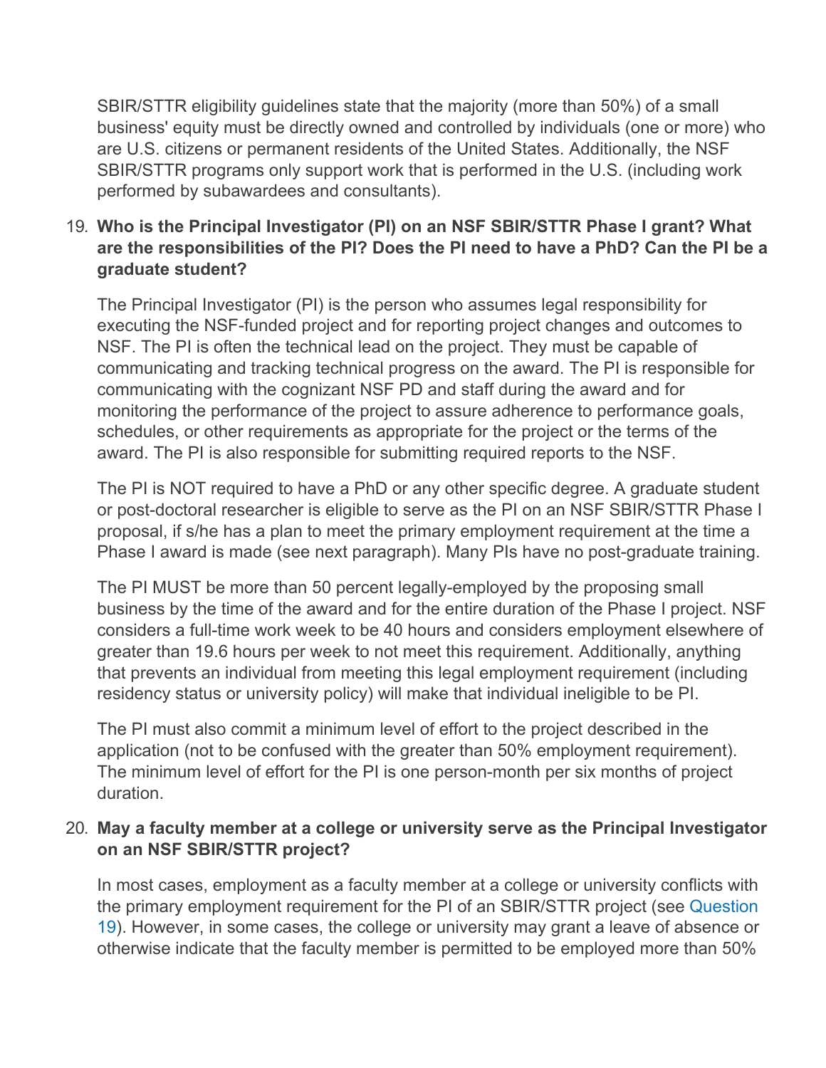SBIR/STTR eligibility guidelines state that the majority (more than 50%) of a small business' equity must be directly owned and controlled by individuals (one or more) who are U.S. citizens or permanent residents of the United States. Additionally, the NSF SBIR/STTR programs only support work that is performed in the U.S. (including work performed by subawardees and consultants).

19. **Who is the Principal Investigator (PI) on an NSF SBIR/STTR Phase I grant? What are the responsibilities of the PI? Does the PI need to have a PhD? Can the PI be a graduate student?**

    The Principal Investigator (PI) is the person who assumes legal responsibility for executing the NSF-funded project and for reporting project changes and outcomes to NSF. The PI is often the technical lead on the project. They must be capable of communicating and tracking technical progress on the award. The PI is responsible for communicating with the cognizant NSF PD and staff during the award and for monitoring the performance of the project to assure adherence to performance goals, schedules, or other requirements as appropriate for the project or the terms of the award. The PI is also responsible for submitting required reports to the NSF.

    The PI is NOT required to have a PhD or any other specific degree. A graduate student or post-doctoral researcher is eligible to serve as the PI on an NSF SBIR/STTR Phase I proposal, if s/he has a plan to meet the primary employment requirement at the time a Phase I award is made (see next paragraph). Many PIs have no post-graduate training.

    The PI MUST be more than 50 percent legally-employed by the proposing small business by the time of the award and for the entire duration of the Phase I project. NSF considers a full-time work week to be 40 hours and considers employment elsewhere of greater than 19.6 hours per week to not meet this requirement. Additionally, anything that prevents an individual from meeting this legal employment requirement (including residency status or university policy) will make that individual ineligible to be PI.

    The PI must also commit a minimum level of effort to the project described in the application (not to be confused with the greater than 50% employment requirement). The minimum level of effort for the PI is one person-month per six months of project duration.

20. **May a faculty member at a college or university serve as the Principal Investigator on an NSF SBIR/STTR project?**

    In most cases, employment as a faculty member at a college or university conflicts with the primary employment requirement for the PI of an SBIR/STTR project (see Question 19). However, in some cases, the college or university may grant a leave of absence or otherwise indicate that the faculty member is permitted to be employed more than 50%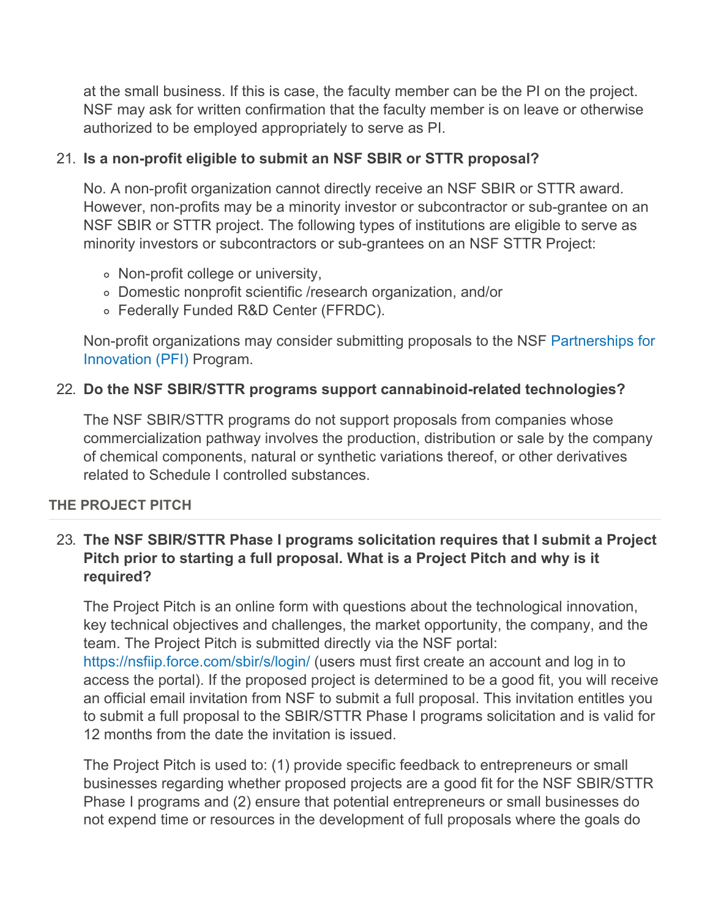at the small business. If this is case, the faculty member can be the PI on the project. NSF may ask for written confirmation that the faculty member is on leave or otherwise authorized to be employed appropriately to serve as PI.

21. **Is a non-profit eligible to submit an NSF SBIR or STTR proposal?**

    No. A non-profit organization cannot directly receive an NSF SBIR or STTR award. However, non-profits may be a minority investor or subcontractor or sub-grantee on an NSF SBIR or STTR project. The following types of institutions are eligible to serve as minority investors or subcontractors or sub-grantees on an NSF STTR Project:

    - Non-profit college or university,
    - Domestic nonprofit scientific /research organization, and/or
    - Federally Funded R&D Center (FFRDC).

    Non-profit organizations may consider submitting proposals to the NSF Partnerships for Innovation (PFI) Program.

22. **Do the NSF SBIR/STTR programs support cannabinoid-related technologies?**

    The NSF SBIR/STTR programs do not support proposals from companies whose commercialization pathway involves the production, distribution or sale by the company of chemical components, natural or synthetic variations thereof, or other derivatives related to Schedule I controlled substances.

### THE PROJECT PITCH

23. **The NSF SBIR/STTR Phase I programs solicitation requires that I submit a Project Pitch prior to starting a full proposal. What is a Project Pitch and why is it required?**

    The Project Pitch is an online form with questions about the technological innovation, key technical objectives and challenges, the market opportunity, the company, and the team. The Project Pitch is submitted directly via the NSF portal: https://nsfiip.force.com/sbir/s/login/ (users must first create an account and log in to access the portal). If the proposed project is determined to be a good fit, you will receive an official email invitation from NSF to submit a full proposal. This invitation entitles you to submit a full proposal to the SBIR/STTR Phase I programs solicitation and is valid for 12 months from the date the invitation is issued.

    The Project Pitch is used to: (1) provide specific feedback to entrepreneurs or small businesses regarding whether proposed projects are a good fit for the NSF SBIR/STTR Phase I programs and (2) ensure that potential entrepreneurs or small businesses do not expend time or resources in the development of full proposals where the goals do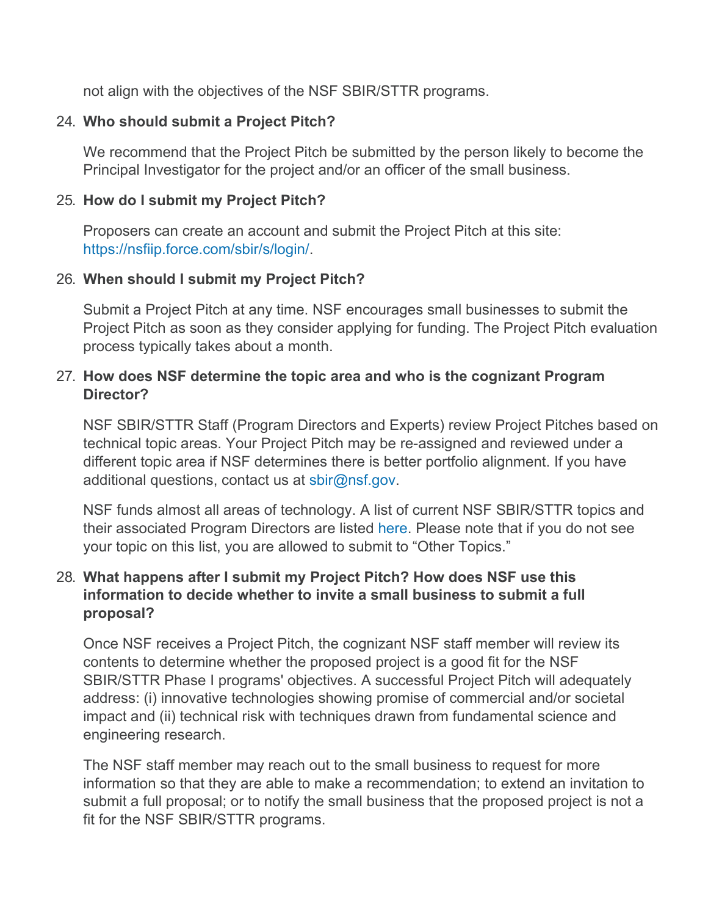not align with the objectives of the NSF SBIR/STTR programs.

24. **Who should submit a Project Pitch?**

    We recommend that the Project Pitch be submitted by the person likely to become the Principal Investigator for the project and/or an officer of the small business.

25. **How do I submit my Project Pitch?**

    Proposers can create an account and submit the Project Pitch at this site: https://nsfiip.force.com/sbir/s/login/.

26. **When should I submit my Project Pitch?**

    Submit a Project Pitch at any time. NSF encourages small businesses to submit the Project Pitch as soon as they consider applying for funding. The Project Pitch evaluation process typically takes about a month.

27. **How does NSF determine the topic area and who is the cognizant Program Director?**

    NSF SBIR/STTR Staff (Program Directors and Experts) review Project Pitches based on technical topic areas. Your Project Pitch may be re-assigned and reviewed under a different topic area if NSF determines there is better portfolio alignment. If you have additional questions, contact us at sbir@nsf.gov.

    NSF funds almost all areas of technology. A list of current NSF SBIR/STTR topics and their associated Program Directors are listed here. Please note that if you do not see your topic on this list, you are allowed to submit to "Other Topics."

28. **What happens after I submit my Project Pitch? How does NSF use this information to decide whether to invite a small business to submit a full proposal?**

    Once NSF receives a Project Pitch, the cognizant NSF staff member will review its contents to determine whether the proposed project is a good fit for the NSF SBIR/STTR Phase I programs' objectives. A successful Project Pitch will adequately address: (i) innovative technologies showing promise of commercial and/or societal impact and (ii) technical risk with techniques drawn from fundamental science and engineering research.

    The NSF staff member may reach out to the small business to request for more information so that they are able to make a recommendation; to extend an invitation to submit a full proposal; or to notify the small business that the proposed project is not a fit for the NSF SBIR/STTR programs.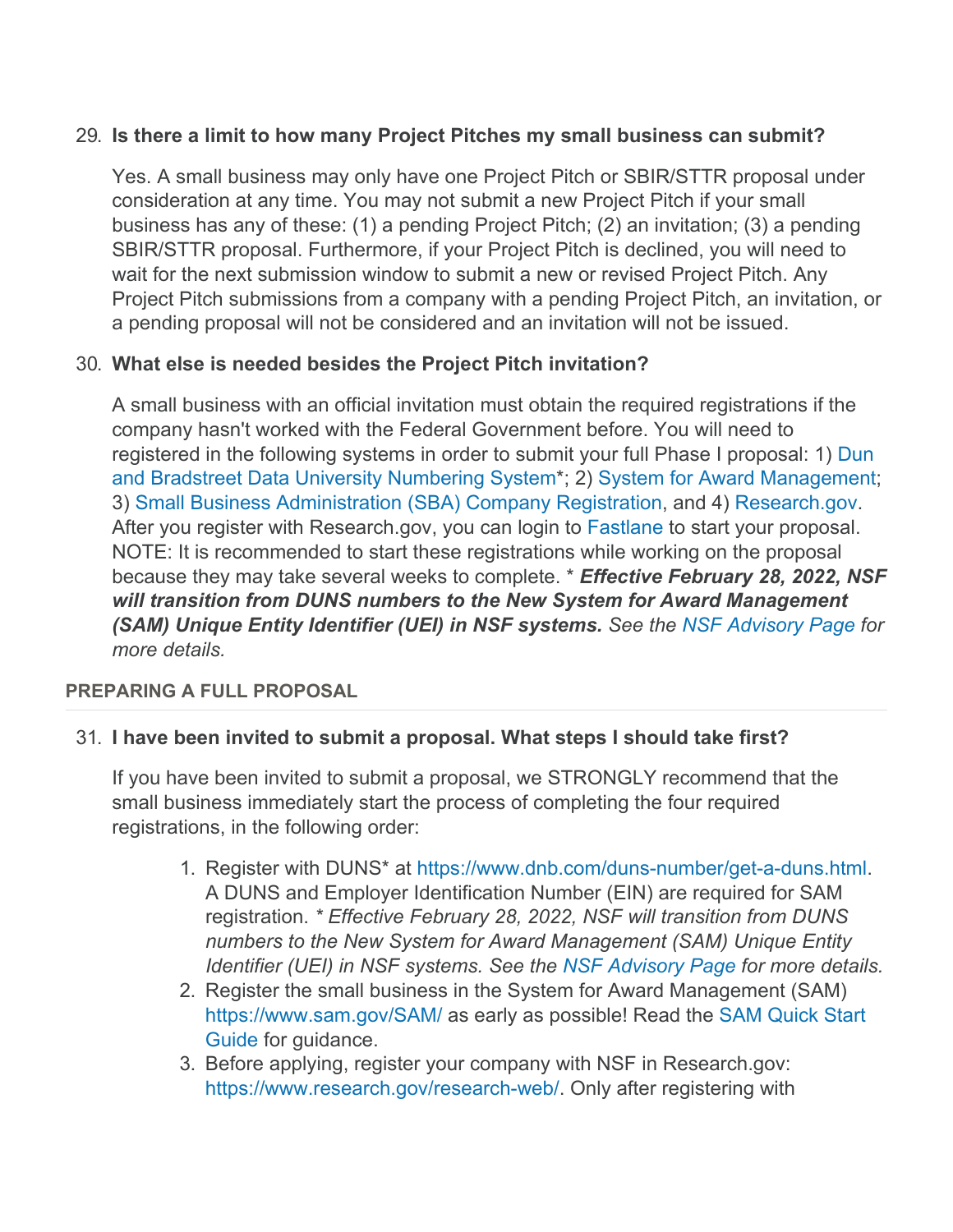29. **Is there a limit to how many Project Pitches my small business can submit?**

    Yes. A small business may only have one Project Pitch or SBIR/STTR proposal under consideration at any time. You may not submit a new Project Pitch if your small business has any of these: (1) a pending Project Pitch; (2) an invitation; (3) a pending SBIR/STTR proposal. Furthermore, if your Project Pitch is declined, you will need to wait for the next submission window to submit a new or revised Project Pitch. Any Project Pitch submissions from a company with a pending Project Pitch, an invitation, or a pending proposal will not be considered and an invitation will not be issued.

30. **What else is needed besides the Project Pitch invitation?**

    A small business with an official invitation must obtain the required registrations if the company hasn't worked with the Federal Government before. You will need to registered in the following systems in order to submit your full Phase I proposal: 1) Dun and Bradstreet Data University Numbering System*; 2) System for Award Management; 3) Small Business Administration (SBA) Company Registration, and 4) Research.gov. After you register with Research.gov, you can login to Fastlane to start your proposal. NOTE: It is recommended to start these registrations while working on the proposal because they may take several weeks to complete. * ***Effective February 28, 2022, NSF will transition from DUNS numbers to the New System for Award Management (SAM) Unique Entity Identifier (UEI) in NSF systems.*** *See the NSF Advisory Page for more details.*

## PREPARING A FULL PROPOSAL

31. **I have been invited to submit a proposal. What steps I should take first?**

    If you have been invited to submit a proposal, we STRONGLY recommend that the small business immediately start the process of completing the four required registrations, in the following order:

    1. Register with DUNS* at https://www.dnb.com/duns-number/get-a-duns.html. A DUNS and Employer Identification Number (EIN) are required for SAM registration. *\* Effective February 28, 2022, NSF will transition from DUNS numbers to the New System for Award Management (SAM) Unique Entity Identifier (UEI) in NSF systems. See the NSF Advisory Page for more details.*
    2. Register the small business in the System for Award Management (SAM) https://www.sam.gov/SAM/ as early as possible! Read the SAM Quick Start Guide for guidance.
    3. Before applying, register your company with NSF in Research.gov: https://www.research.gov/research-web/. Only after registering with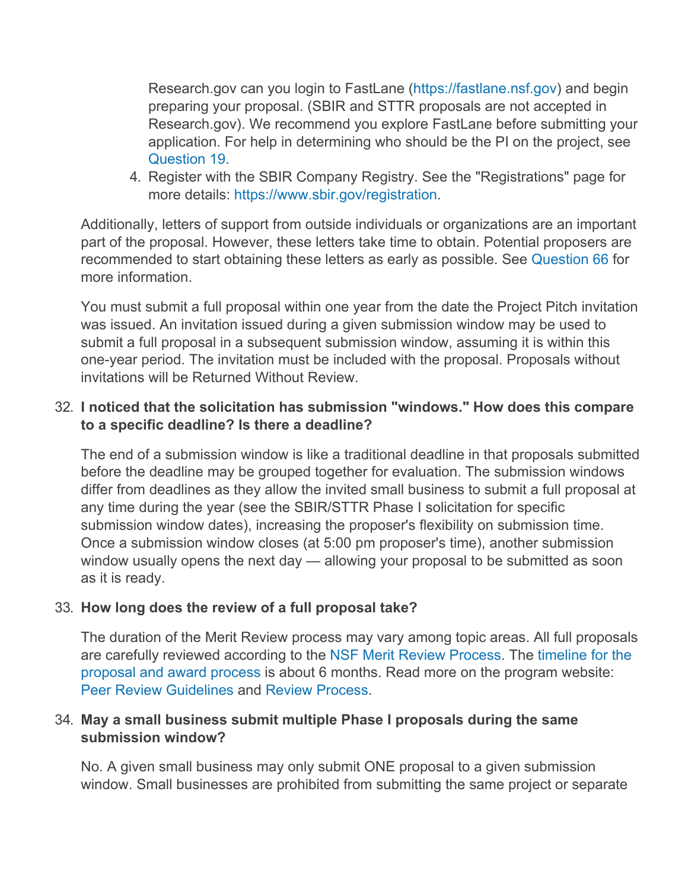Research.gov can you login to FastLane (https://fastlane.nsf.gov) and begin preparing your proposal. (SBIR and STTR proposals are not accepted in Research.gov). We recommend you explore FastLane before submitting your application. For help in determining who should be the PI on the project, see Question 19.

4. Register with the SBIR Company Registry. See the "Registrations" page for more details: https://www.sbir.gov/registration.

Additionally, letters of support from outside individuals or organizations are an important part of the proposal. However, these letters take time to obtain. Potential proposers are recommended to start obtaining these letters as early as possible. See Question 66 for more information.

You must submit a full proposal within one year from the date the Project Pitch invitation was issued. An invitation issued during a given submission window may be used to submit a full proposal in a subsequent submission window, assuming it is within this one-year period. The invitation must be included with the proposal. Proposals without invitations will be Returned Without Review.

32. **I noticed that the solicitation has submission "windows." How does this compare to a specific deadline? Is there a deadline?**

    The end of a submission window is like a traditional deadline in that proposals submitted before the deadline may be grouped together for evaluation. The submission windows differ from deadlines as they allow the invited small business to submit a full proposal at any time during the year (see the SBIR/STTR Phase I solicitation for specific submission window dates), increasing the proposer's flexibility on submission time. Once a submission window closes (at 5:00 pm proposer's time), another submission window usually opens the next day — allowing your proposal to be submitted as soon as it is ready.

33. **How long does the review of a full proposal take?**

    The duration of the Merit Review process may vary among topic areas. All full proposals are carefully reviewed according to the NSF Merit Review Process. The timeline for the proposal and award process is about 6 months. Read more on the program website: Peer Review Guidelines and Review Process.

34. **May a small business submit multiple Phase I proposals during the same submission window?**

    No. A given small business may only submit ONE proposal to a given submission window. Small businesses are prohibited from submitting the same project or separate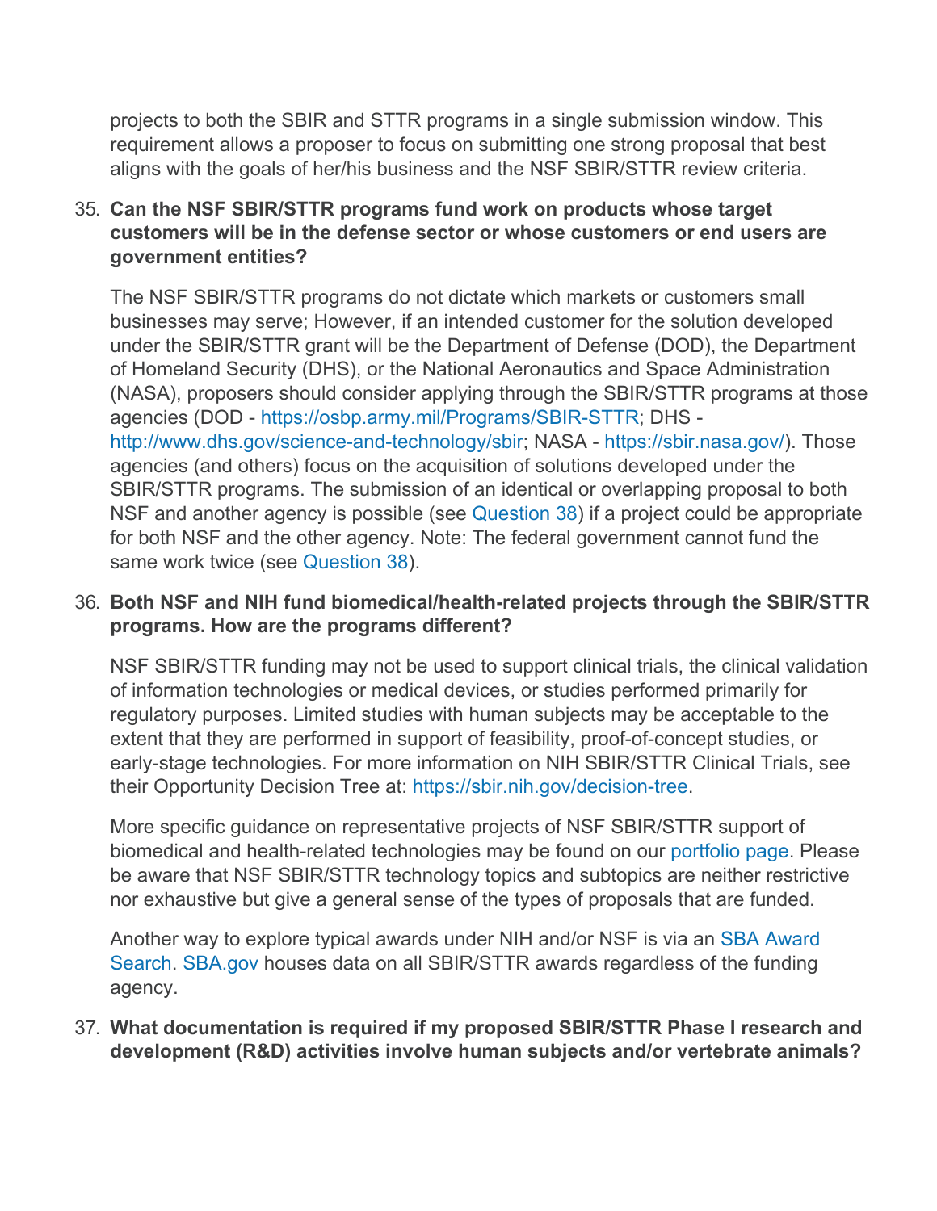projects to both the SBIR and STTR programs in a single submission window. This requirement allows a proposer to focus on submitting one strong proposal that best aligns with the goals of her/his business and the NSF SBIR/STTR review criteria.

35. **Can the NSF SBIR/STTR programs fund work on products whose target customers will be in the defense sector or whose customers or end users are government entities?**

    The NSF SBIR/STTR programs do not dictate which markets or customers small businesses may serve; However, if an intended customer for the solution developed under the SBIR/STTR grant will be the Department of Defense (DOD), the Department of Homeland Security (DHS), or the National Aeronautics and Space Administration (NASA), proposers should consider applying through the SBIR/STTR programs at those agencies (DOD - https://osbp.army.mil/Programs/SBIR-STTR; DHS - http://www.dhs.gov/science-and-technology/sbir; NASA - https://sbir.nasa.gov/). Those agencies (and others) focus on the acquisition of solutions developed under the SBIR/STTR programs. The submission of an identical or overlapping proposal to both NSF and another agency is possible (see Question 38) if a project could be appropriate for both NSF and the other agency. Note: The federal government cannot fund the same work twice (see Question 38).

36. **Both NSF and NIH fund biomedical/health-related projects through the SBIR/STTR programs. How are the programs different?**

    NSF SBIR/STTR funding may not be used to support clinical trials, the clinical validation of information technologies or medical devices, or studies performed primarily for regulatory purposes. Limited studies with human subjects may be acceptable to the extent that they are performed in support of feasibility, proof-of-concept studies, or early-stage technologies. For more information on NIH SBIR/STTR Clinical Trials, see their Opportunity Decision Tree at: https://sbir.nih.gov/decision-tree.

    More specific guidance on representative projects of NSF SBIR/STTR support of biomedical and health-related technologies may be found on our portfolio page. Please be aware that NSF SBIR/STTR technology topics and subtopics are neither restrictive nor exhaustive but give a general sense of the types of proposals that are funded.

    Another way to explore typical awards under NIH and/or NSF is via an SBA Award Search. SBA.gov houses data on all SBIR/STTR awards regardless of the funding agency.

37. **What documentation is required if my proposed SBIR/STTR Phase I research and development (R&D) activities involve human subjects and/or vertebrate animals?**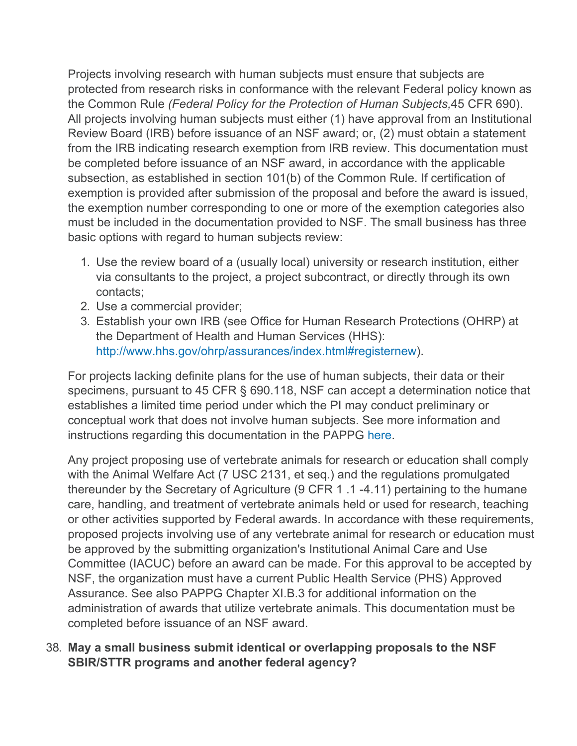Projects involving research with human subjects must ensure that subjects are protected from research risks in conformance with the relevant Federal policy known as the Common Rule *(Federal Policy for the Protection of Human Subjects,*45 CFR 690). All projects involving human subjects must either (1) have approval from an Institutional Review Board (IRB) before issuance of an NSF award; or, (2) must obtain a statement from the IRB indicating research exemption from IRB review. This documentation must be completed before issuance of an NSF award, in accordance with the applicable subsection, as established in section 101(b) of the Common Rule. If certification of exemption is provided after submission of the proposal and before the award is issued, the exemption number corresponding to one or more of the exemption categories also must be included in the documentation provided to NSF. The small business has three basic options with regard to human subjects review:

1. Use the review board of a (usually local) university or research institution, either via consultants to the project, a project subcontract, or directly through its own contacts;
2. Use a commercial provider;
3. Establish your own IRB (see Office for Human Research Protections (OHRP) at the Department of Health and Human Services (HHS): http://www.hhs.gov/ohrp/assurances/index.html#registernew).

For projects lacking definite plans for the use of human subjects, their data or their specimens, pursuant to 45 CFR § 690.118, NSF can accept a determination notice that establishes a limited time period under which the PI may conduct preliminary or conceptual work that does not involve human subjects. See more information and instructions regarding this documentation in the PAPPG here.

Any project proposing use of vertebrate animals for research or education shall comply with the Animal Welfare Act (7 USC 2131, et seq.) and the regulations promulgated thereunder by the Secretary of Agriculture (9 CFR 1 .1 -4.11) pertaining to the humane care, handling, and treatment of vertebrate animals held or used for research, teaching or other activities supported by Federal awards. In accordance with these requirements, proposed projects involving use of any vertebrate animal for research or education must be approved by the submitting organization's Institutional Animal Care and Use Committee (IACUC) before an award can be made. For this approval to be accepted by NSF, the organization must have a current Public Health Service (PHS) Approved Assurance. See also PAPPG Chapter XI.B.3 for additional information on the administration of awards that utilize vertebrate animals. This documentation must be completed before issuance of an NSF award.

38. **May a small business submit identical or overlapping proposals to the NSF SBIR/STTR programs and another federal agency?**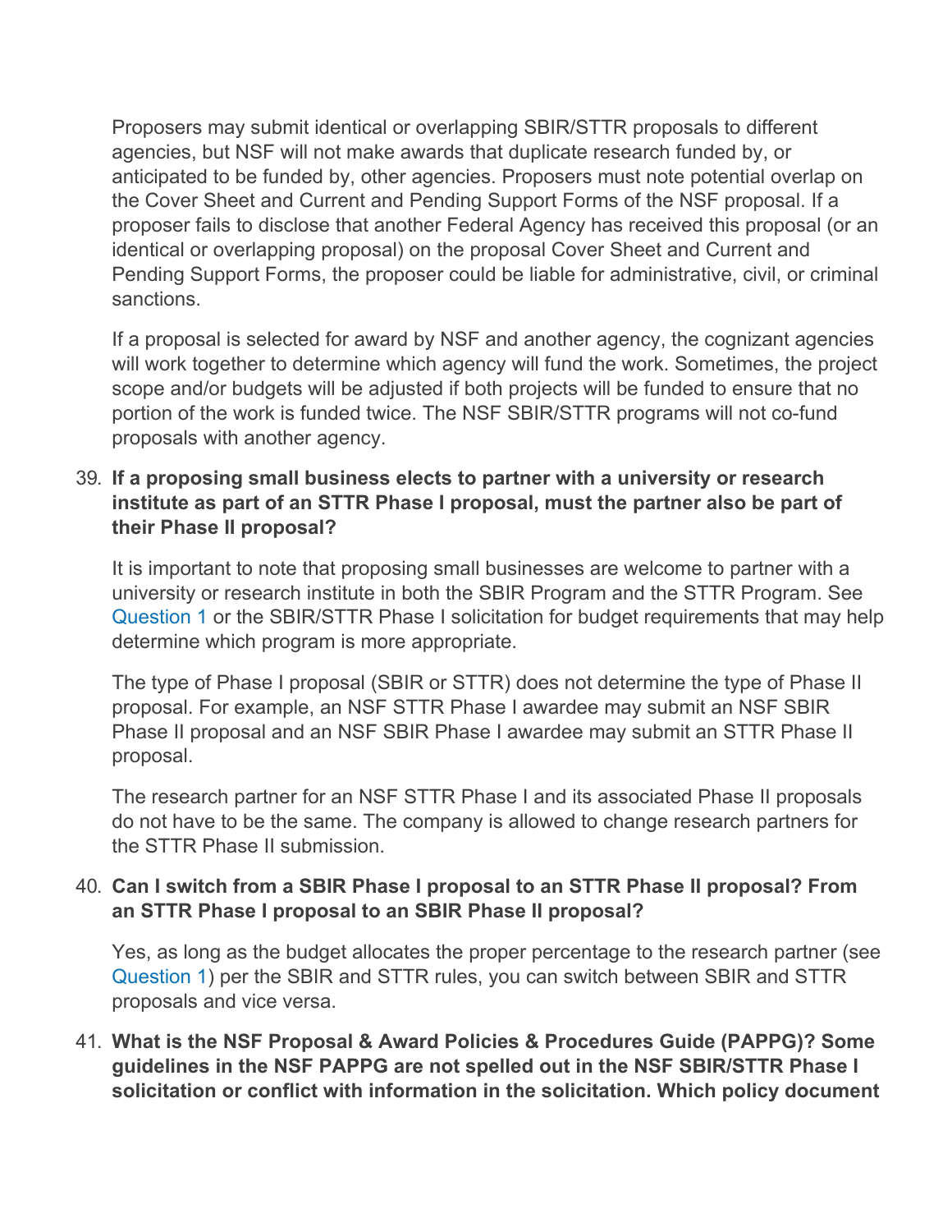Proposers may submit identical or overlapping SBIR/STTR proposals to different agencies, but NSF will not make awards that duplicate research funded by, or anticipated to be funded by, other agencies. Proposers must note potential overlap on the Cover Sheet and Current and Pending Support Forms of the NSF proposal. If a proposer fails to disclose that another Federal Agency has received this proposal (or an identical or overlapping proposal) on the proposal Cover Sheet and Current and Pending Support Forms, the proposer could be liable for administrative, civil, or criminal sanctions.

If a proposal is selected for award by NSF and another agency, the cognizant agencies will work together to determine which agency will fund the work. Sometimes, the project scope and/or budgets will be adjusted if both projects will be funded to ensure that no portion of the work is funded twice. The NSF SBIR/STTR programs will not co-fund proposals with another agency.

39. **If a proposing small business elects to partner with a university or research institute as part of an STTR Phase I proposal, must the partner also be part of their Phase II proposal?**

    It is important to note that proposing small businesses are welcome to partner with a university or research institute in both the SBIR Program and the STTR Program. See Question 1 or the SBIR/STTR Phase I solicitation for budget requirements that may help determine which program is more appropriate.

    The type of Phase I proposal (SBIR or STTR) does not determine the type of Phase II proposal. For example, an NSF STTR Phase I awardee may submit an NSF SBIR Phase II proposal and an NSF SBIR Phase I awardee may submit an STTR Phase II proposal.

    The research partner for an NSF STTR Phase I and its associated Phase II proposals do not have to be the same. The company is allowed to change research partners for the STTR Phase II submission.

40. **Can I switch from a SBIR Phase I proposal to an STTR Phase II proposal? From an STTR Phase I proposal to an SBIR Phase II proposal?**

    Yes, as long as the budget allocates the proper percentage to the research partner (see Question 1) per the SBIR and STTR rules, you can switch between SBIR and STTR proposals and vice versa.

41. **What is the NSF Proposal & Award Policies & Procedures Guide (PAPPG)? Some guidelines in the NSF PAPPG are not spelled out in the NSF SBIR/STTR Phase I solicitation or conflict with information in the solicitation. Which policy document**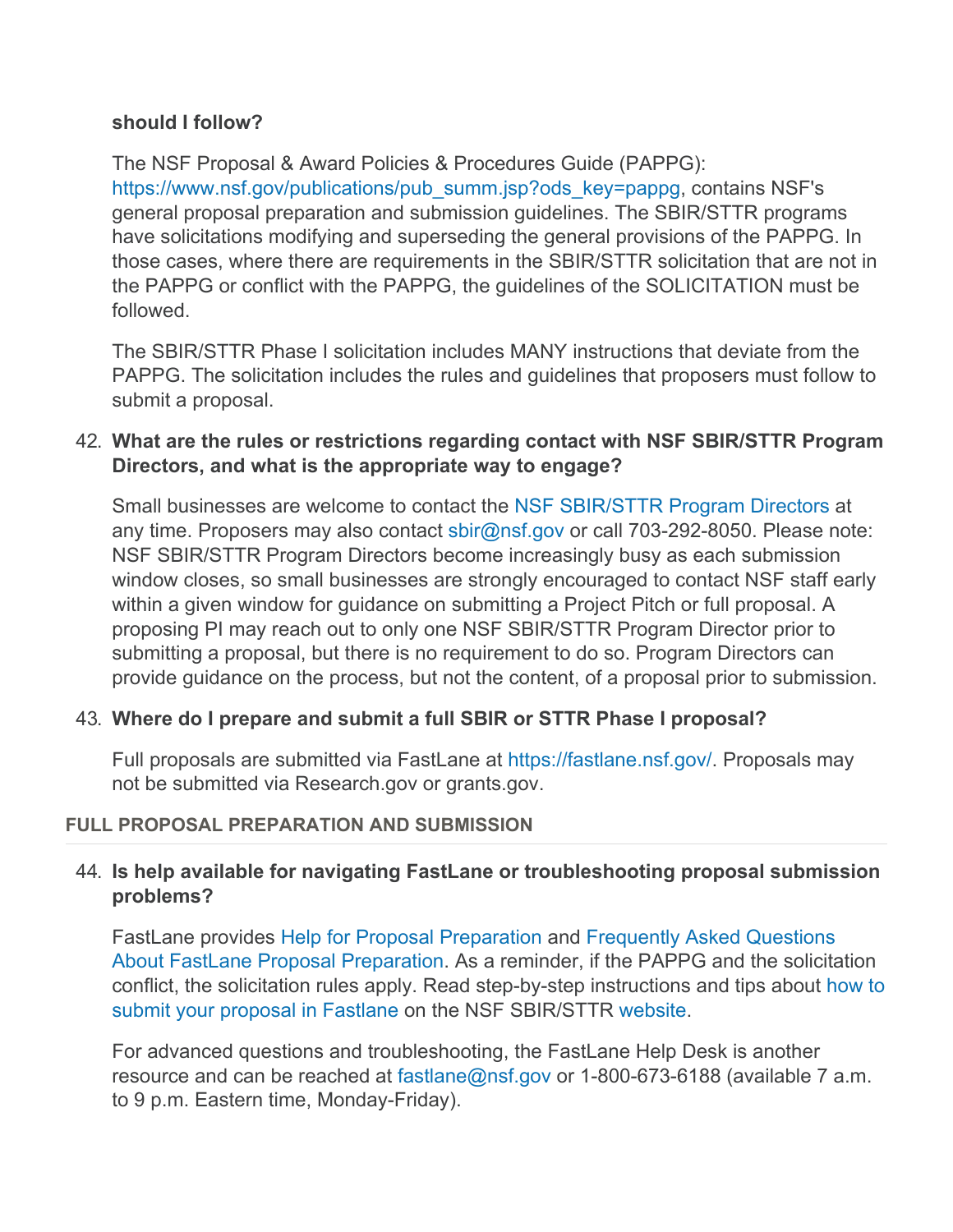**should I follow?**

The NSF Proposal & Award Policies & Procedures Guide (PAPPG): https://www.nsf.gov/publications/pub_summ.jsp?ods_key=pappg, contains NSF's general proposal preparation and submission guidelines. The SBIR/STTR programs have solicitations modifying and superseding the general provisions of the PAPPG. In those cases, where there are requirements in the SBIR/STTR solicitation that are not in the PAPPG or conflict with the PAPPG, the guidelines of the SOLICITATION must be followed.

The SBIR/STTR Phase I solicitation includes MANY instructions that deviate from the PAPPG. The solicitation includes the rules and guidelines that proposers must follow to submit a proposal.

42. **What are the rules or restrictions regarding contact with NSF SBIR/STTR Program Directors, and what is the appropriate way to engage?**

    Small businesses are welcome to contact the NSF SBIR/STTR Program Directors at any time. Proposers may also contact sbir@nsf.gov or call 703-292-8050. Please note: NSF SBIR/STTR Program Directors become increasingly busy as each submission window closes, so small businesses are strongly encouraged to contact NSF staff early within a given window for guidance on submitting a Project Pitch or full proposal. A proposing PI may reach out to only one NSF SBIR/STTR Program Director prior to submitting a proposal, but there is no requirement to do so. Program Directors can provide guidance on the process, but not the content, of a proposal prior to submission.

43. **Where do I prepare and submit a full SBIR or STTR Phase I proposal?**

    Full proposals are submitted via FastLane at https://fastlane.nsf.gov/. Proposals may not be submitted via Research.gov or grants.gov.

## FULL PROPOSAL PREPARATION AND SUBMISSION

44. **Is help available for navigating FastLane or troubleshooting proposal submission problems?**

    FastLane provides Help for Proposal Preparation and Frequently Asked Questions About FastLane Proposal Preparation. As a reminder, if the PAPPG and the solicitation conflict, the solicitation rules apply. Read step-by-step instructions and tips about how to submit your proposal in Fastlane on the NSF SBIR/STTR website.

    For advanced questions and troubleshooting, the FastLane Help Desk is another resource and can be reached at fastlane@nsf.gov or 1-800-673-6188 (available 7 a.m. to 9 p.m. Eastern time, Monday-Friday).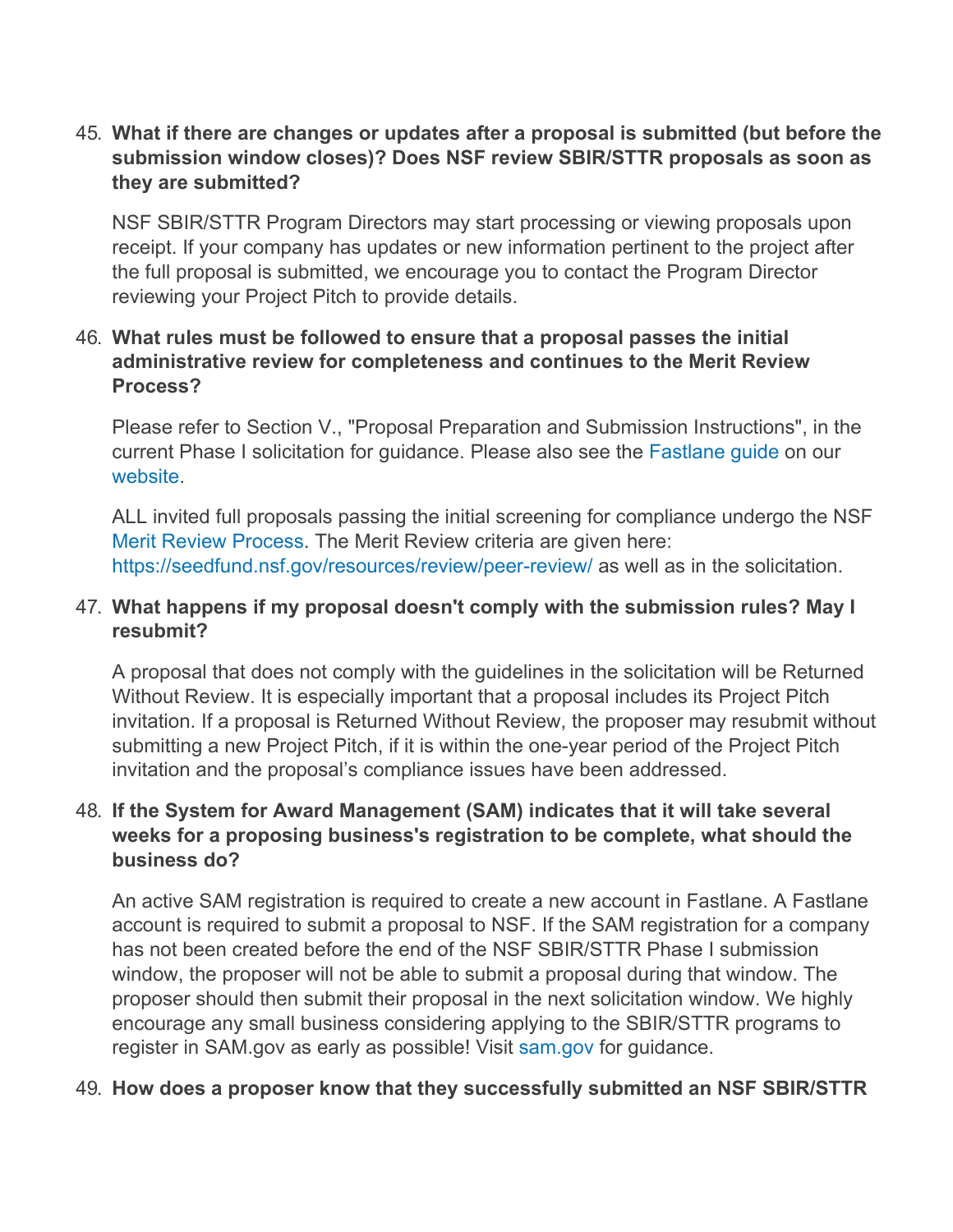45. **What if there are changes or updates after a proposal is submitted (but before the submission window closes)? Does NSF review SBIR/STTR proposals as soon as they are submitted?**

    NSF SBIR/STTR Program Directors may start processing or viewing proposals upon receipt. If your company has updates or new information pertinent to the project after the full proposal is submitted, we encourage you to contact the Program Director reviewing your Project Pitch to provide details.

46. **What rules must be followed to ensure that a proposal passes the initial administrative review for completeness and continues to the Merit Review Process?**

    Please refer to Section V., "Proposal Preparation and Submission Instructions", in the current Phase I solicitation for guidance. Please also see the Fastlane guide on our website.

    ALL invited full proposals passing the initial screening for compliance undergo the NSF Merit Review Process. The Merit Review criteria are given here: https://seedfund.nsf.gov/resources/review/peer-review/ as well as in the solicitation.

47. **What happens if my proposal doesn't comply with the submission rules? May I resubmit?**

    A proposal that does not comply with the guidelines in the solicitation will be Returned Without Review. It is especially important that a proposal includes its Project Pitch invitation. If a proposal is Returned Without Review, the proposer may resubmit without submitting a new Project Pitch, if it is within the one-year period of the Project Pitch invitation and the proposal's compliance issues have been addressed.

48. **If the System for Award Management (SAM) indicates that it will take several weeks for a proposing business's registration to be complete, what should the business do?**

    An active SAM registration is required to create a new account in Fastlane. A Fastlane account is required to submit a proposal to NSF. If the SAM registration for a company has not been created before the end of the NSF SBIR/STTR Phase I submission window, the proposer will not be able to submit a proposal during that window. The proposer should then submit their proposal in the next solicitation window. We highly encourage any small business considering applying to the SBIR/STTR programs to register in SAM.gov as early as possible! Visit sam.gov for guidance.

49. **How does a proposer know that they successfully submitted an NSF SBIR/STTR**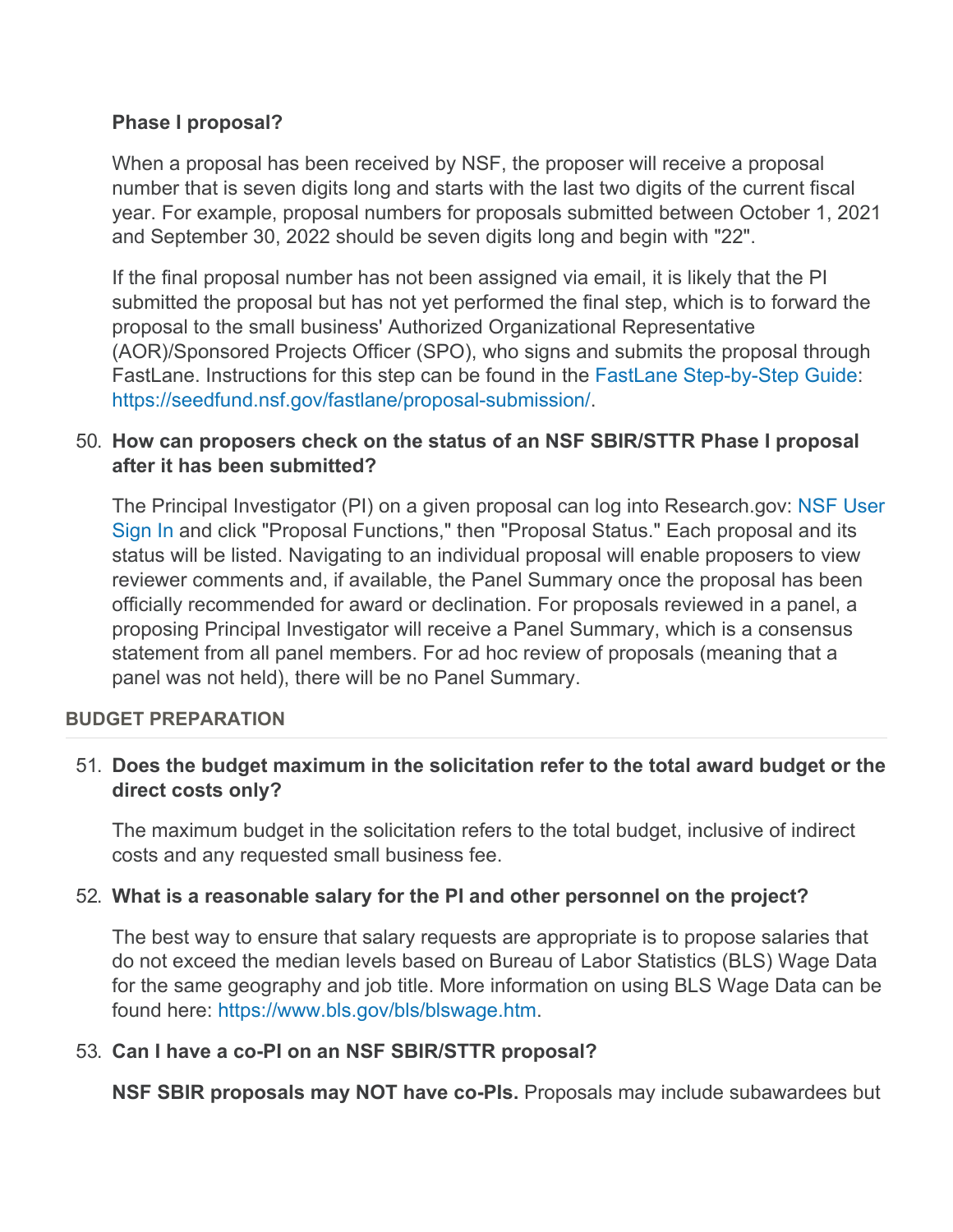**Phase I proposal?**

When a proposal has been received by NSF, the proposer will receive a proposal number that is seven digits long and starts with the last two digits of the current fiscal year. For example, proposal numbers for proposals submitted between October 1, 2021 and September 30, 2022 should be seven digits long and begin with "22".

If the final proposal number has not been assigned via email, it is likely that the PI submitted the proposal but has not yet performed the final step, which is to forward the proposal to the small business' Authorized Organizational Representative (AOR)/Sponsored Projects Officer (SPO), who signs and submits the proposal through FastLane. Instructions for this step can be found in the FastLane Step-by-Step Guide: https://seedfund.nsf.gov/fastlane/proposal-submission/.

50. **How can proposers check on the status of an NSF SBIR/STTR Phase I proposal after it has been submitted?**

    The Principal Investigator (PI) on a given proposal can log into Research.gov: NSF User Sign In and click "Proposal Functions," then "Proposal Status." Each proposal and its status will be listed. Navigating to an individual proposal will enable proposers to view reviewer comments and, if available, the Panel Summary once the proposal has been officially recommended for award or declination. For proposals reviewed in a panel, a proposing Principal Investigator will receive a Panel Summary, which is a consensus statement from all panel members. For ad hoc review of proposals (meaning that a panel was not held), there will be no Panel Summary.

### BUDGET PREPARATION

51. **Does the budget maximum in the solicitation refer to the total award budget or the direct costs only?**

    The maximum budget in the solicitation refers to the total budget, inclusive of indirect costs and any requested small business fee.

52. **What is a reasonable salary for the PI and other personnel on the project?**

    The best way to ensure that salary requests are appropriate is to propose salaries that do not exceed the median levels based on Bureau of Labor Statistics (BLS) Wage Data for the same geography and job title. More information on using BLS Wage Data can be found here: https://www.bls.gov/bls/blswage.htm.

53. **Can I have a co-PI on an NSF SBIR/STTR proposal?**

    **NSF SBIR proposals may NOT have co-PIs.** Proposals may include subawardees but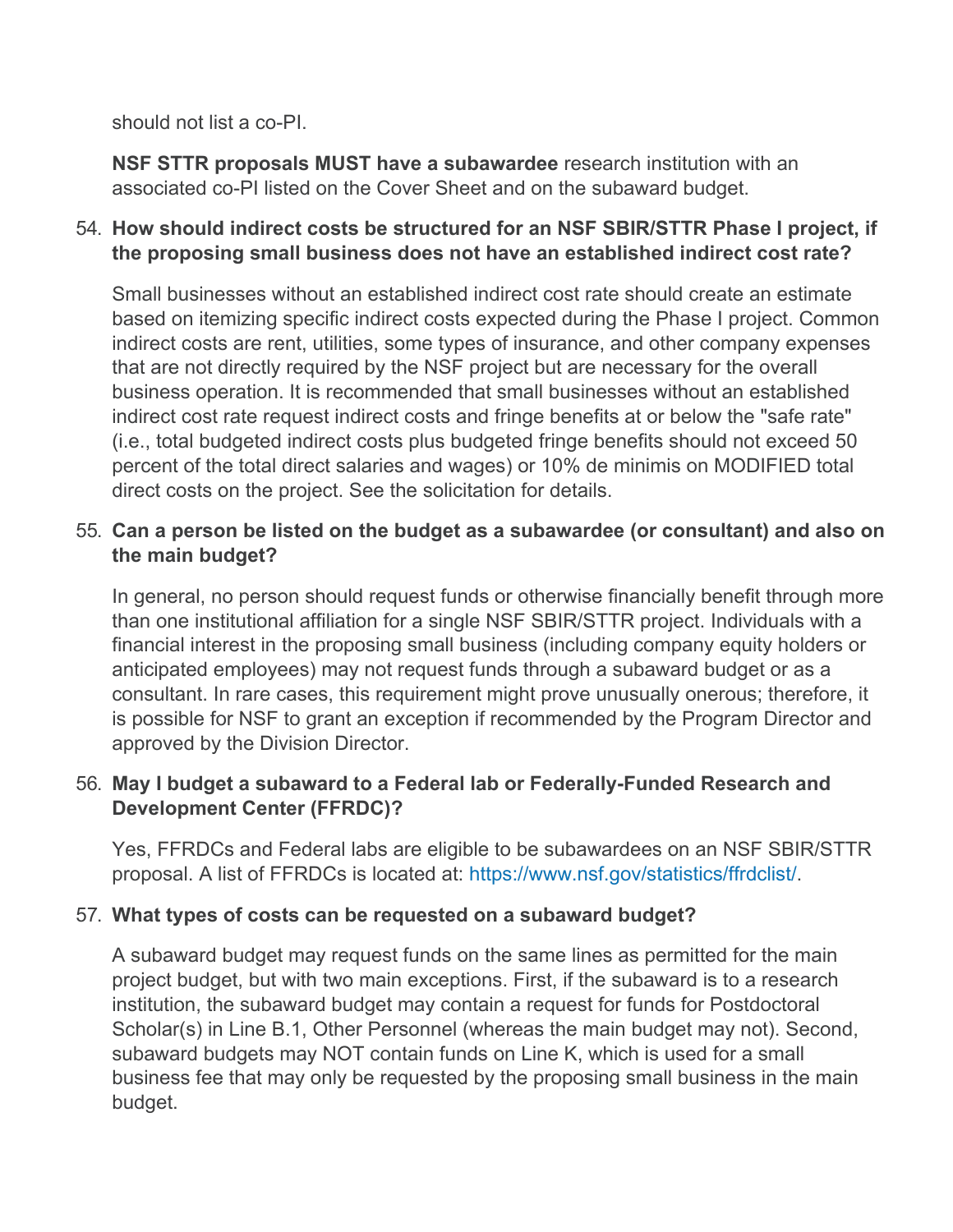should not list a co-PI.

**NSF STTR proposals MUST have a subawardee** research institution with an associated co-PI listed on the Cover Sheet and on the subaward budget.

54. **How should indirect costs be structured for an NSF SBIR/STTR Phase I project, if the proposing small business does not have an established indirect cost rate?**

    Small businesses without an established indirect cost rate should create an estimate based on itemizing specific indirect costs expected during the Phase I project. Common indirect costs are rent, utilities, some types of insurance, and other company expenses that are not directly required by the NSF project but are necessary for the overall business operation. It is recommended that small businesses without an established indirect cost rate request indirect costs and fringe benefits at or below the "safe rate" (i.e., total budgeted indirect costs plus budgeted fringe benefits should not exceed 50 percent of the total direct salaries and wages) or 10% de minimis on MODIFIED total direct costs on the project. See the solicitation for details.

55. **Can a person be listed on the budget as a subawardee (or consultant) and also on the main budget?**

    In general, no person should request funds or otherwise financially benefit through more than one institutional affiliation for a single NSF SBIR/STTR project. Individuals with a financial interest in the proposing small business (including company equity holders or anticipated employees) may not request funds through a subaward budget or as a consultant. In rare cases, this requirement might prove unusually onerous; therefore, it is possible for NSF to grant an exception if recommended by the Program Director and approved by the Division Director.

56. **May I budget a subaward to a Federal lab or Federally-Funded Research and Development Center (FFRDC)?**

    Yes, FFRDCs and Federal labs are eligible to be subawardees on an NSF SBIR/STTR proposal. A list of FFRDCs is located at: https://www.nsf.gov/statistics/ffrdclist/.

57. **What types of costs can be requested on a subaward budget?**

    A subaward budget may request funds on the same lines as permitted for the main project budget, but with two main exceptions. First, if the subaward is to a research institution, the subaward budget may contain a request for funds for Postdoctoral Scholar(s) in Line B.1, Other Personnel (whereas the main budget may not). Second, subaward budgets may NOT contain funds on Line K, which is used for a small business fee that may only be requested by the proposing small business in the main budget.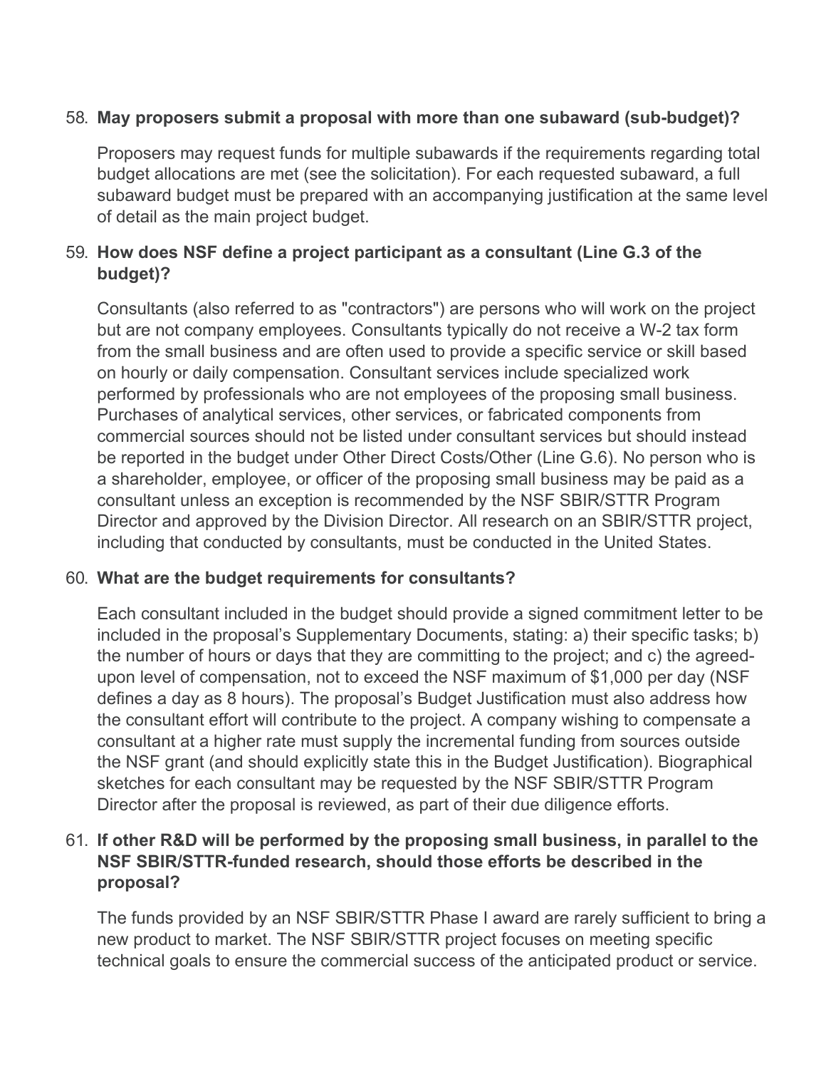58. **May proposers submit a proposal with more than one subaward (sub-budget)?**

    Proposers may request funds for multiple subawards if the requirements regarding total budget allocations are met (see the solicitation). For each requested subaward, a full subaward budget must be prepared with an accompanying justification at the same level of detail as the main project budget.

59. **How does NSF define a project participant as a consultant (Line G.3 of the budget)?**

    Consultants (also referred to as "contractors") are persons who will work on the project but are not company employees. Consultants typically do not receive a W-2 tax form from the small business and are often used to provide a specific service or skill based on hourly or daily compensation. Consultant services include specialized work performed by professionals who are not employees of the proposing small business. Purchases of analytical services, other services, or fabricated components from commercial sources should not be listed under consultant services but should instead be reported in the budget under Other Direct Costs/Other (Line G.6). No person who is a shareholder, employee, or officer of the proposing small business may be paid as a consultant unless an exception is recommended by the NSF SBIR/STTR Program Director and approved by the Division Director. All research on an SBIR/STTR project, including that conducted by consultants, must be conducted in the United States.

60. **What are the budget requirements for consultants?**

    Each consultant included in the budget should provide a signed commitment letter to be included in the proposal's Supplementary Documents, stating: a) their specific tasks; b) the number of hours or days that they are committing to the project; and c) the agreed-upon level of compensation, not to exceed the NSF maximum of $1,000 per day (NSF defines a day as 8 hours). The proposal's Budget Justification must also address how the consultant effort will contribute to the project. A company wishing to compensate a consultant at a higher rate must supply the incremental funding from sources outside the NSF grant (and should explicitly state this in the Budget Justification). Biographical sketches for each consultant may be requested by the NSF SBIR/STTR Program Director after the proposal is reviewed, as part of their due diligence efforts.

61. **If other R&D will be performed by the proposing small business, in parallel to the NSF SBIR/STTR-funded research, should those efforts be described in the proposal?**

    The funds provided by an NSF SBIR/STTR Phase I award are rarely sufficient to bring a new product to market. The NSF SBIR/STTR project focuses on meeting specific technical goals to ensure the commercial success of the anticipated product or service.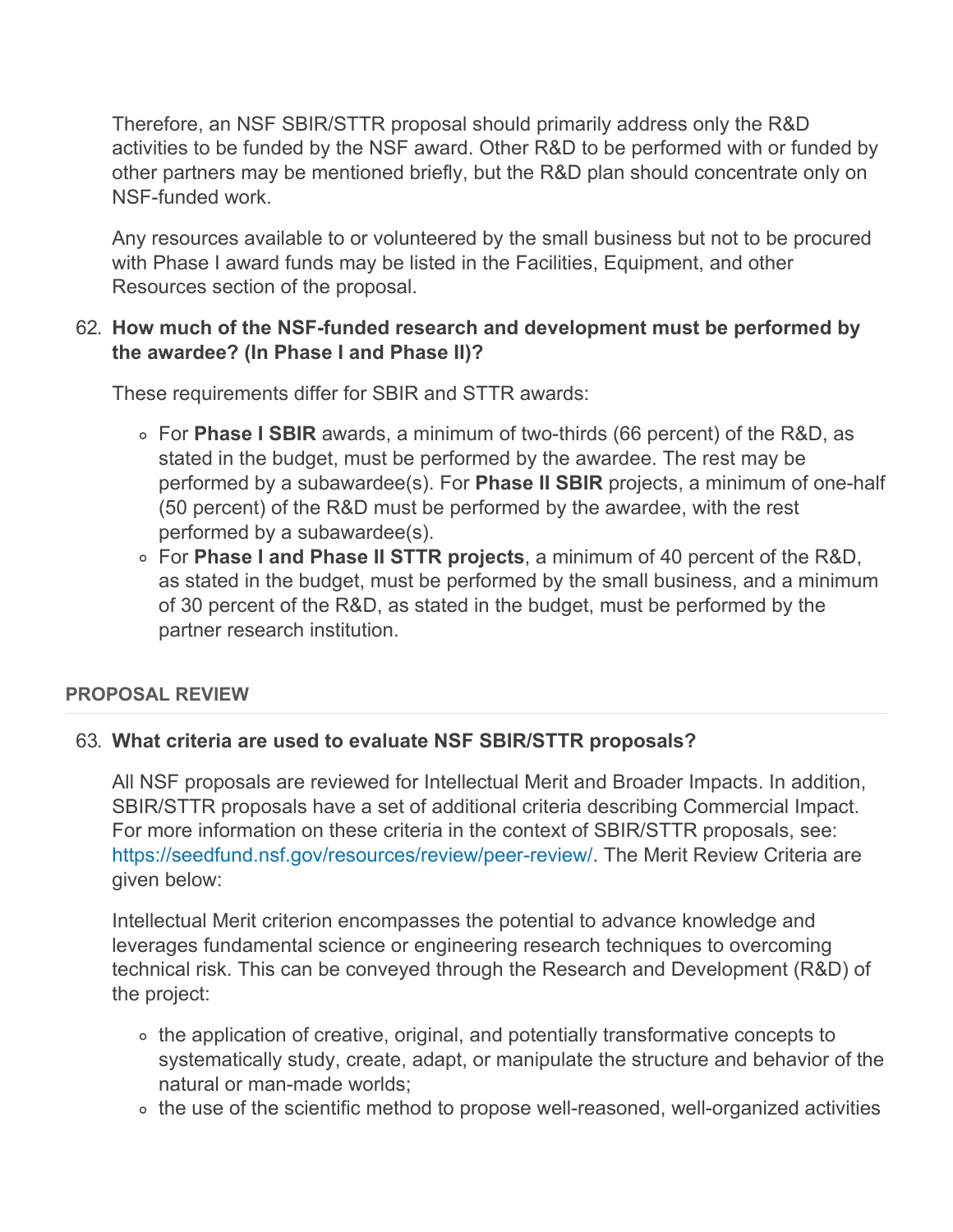Therefore, an NSF SBIR/STTR proposal should primarily address only the R&D activities to be funded by the NSF award. Other R&D to be performed with or funded by other partners may be mentioned briefly, but the R&D plan should concentrate only on NSF-funded work.

Any resources available to or volunteered by the small business but not to be procured with Phase I award funds may be listed in the Facilities, Equipment, and other Resources section of the proposal.

62. **How much of the NSF-funded research and development must be performed by the awardee? (In Phase I and Phase II)?**

    These requirements differ for SBIR and STTR awards:

    - For **Phase I SBIR** awards, a minimum of two-thirds (66 percent) of the R&D, as stated in the budget, must be performed by the awardee. The rest may be performed by a subawardee(s). For **Phase II SBIR** projects, a minimum of one-half (50 percent) of the R&D must be performed by the awardee, with the rest performed by a subawardee(s).
    - For **Phase I and Phase II STTR projects**, a minimum of 40 percent of the R&D, as stated in the budget, must be performed by the small business, and a minimum of 30 percent of the R&D, as stated in the budget, must be performed by the partner research institution.

## PROPOSAL REVIEW

63. **What criteria are used to evaluate NSF SBIR/STTR proposals?**

    All NSF proposals are reviewed for Intellectual Merit and Broader Impacts. In addition, SBIR/STTR proposals have a set of additional criteria describing Commercial Impact. For more information on these criteria in the context of SBIR/STTR proposals, see: https://seedfund.nsf.gov/resources/review/peer-review/. The Merit Review Criteria are given below:

    Intellectual Merit criterion encompasses the potential to advance knowledge and leverages fundamental science or engineering research techniques to overcoming technical risk. This can be conveyed through the Research and Development (R&D) of the project:

    - the application of creative, original, and potentially transformative concepts to systematically study, create, adapt, or manipulate the structure and behavior of the natural or man-made worlds;
    - the use of the scientific method to propose well-reasoned, well-organized activities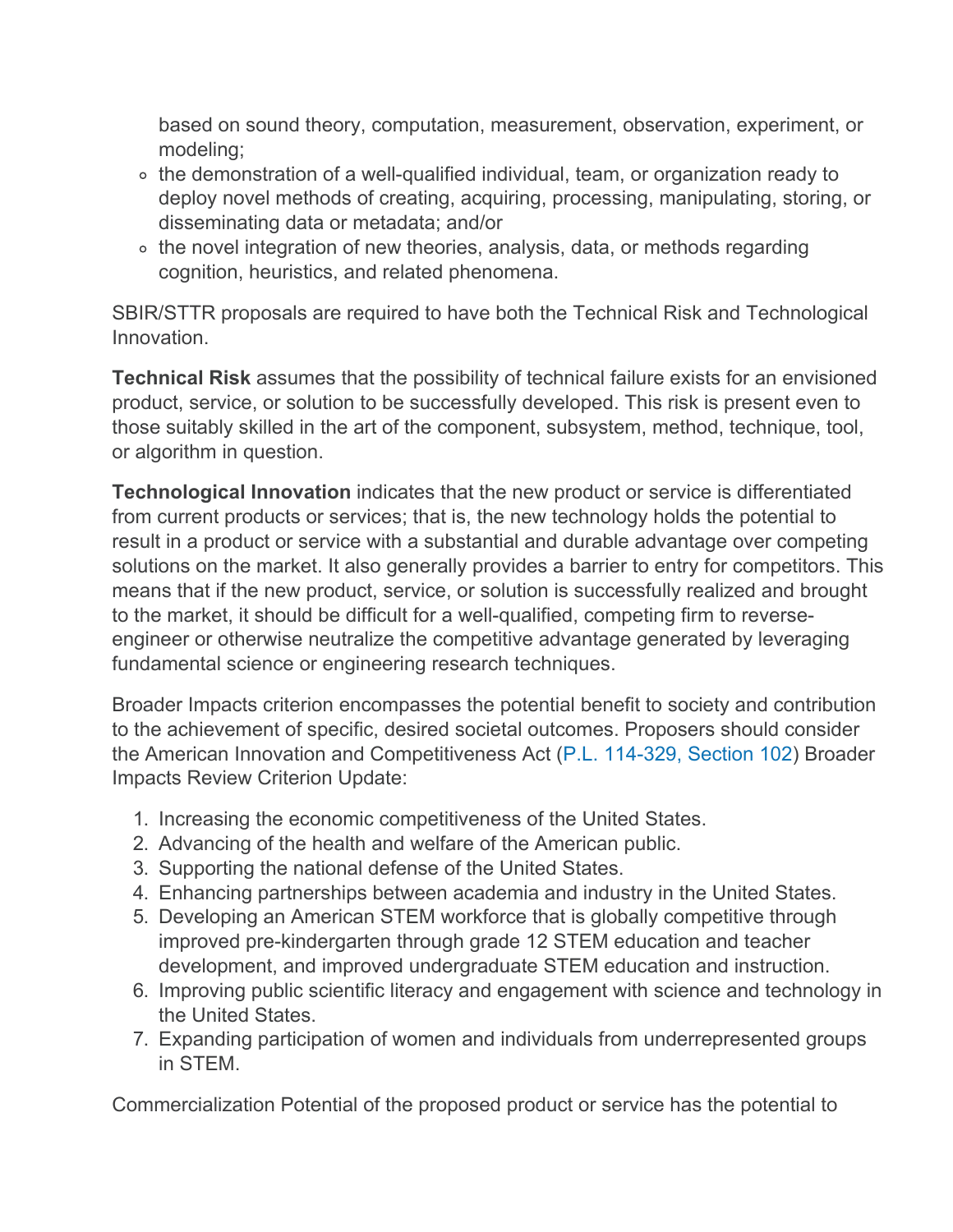based on sound theory, computation, measurement, observation, experiment, or modeling;

- the demonstration of a well-qualified individual, team, or organization ready to deploy novel methods of creating, acquiring, processing, manipulating, storing, or disseminating data or metadata; and/or
- the novel integration of new theories, analysis, data, or methods regarding cognition, heuristics, and related phenomena.

SBIR/STTR proposals are required to have both the Technical Risk and Technological Innovation.

**Technical Risk** assumes that the possibility of technical failure exists for an envisioned product, service, or solution to be successfully developed. This risk is present even to those suitably skilled in the art of the component, subsystem, method, technique, tool, or algorithm in question.

**Technological Innovation** indicates that the new product or service is differentiated from current products or services; that is, the new technology holds the potential to result in a product or service with a substantial and durable advantage over competing solutions on the market. It also generally provides a barrier to entry for competitors. This means that if the new product, service, or solution is successfully realized and brought to the market, it should be difficult for a well-qualified, competing firm to reverse-engineer or otherwise neutralize the competitive advantage generated by leveraging fundamental science or engineering research techniques.

Broader Impacts criterion encompasses the potential benefit to society and contribution to the achievement of specific, desired societal outcomes. Proposers should consider the American Innovation and Competitiveness Act (P.L. 114-329, Section 102) Broader Impacts Review Criterion Update:

1. Increasing the economic competitiveness of the United States.
2. Advancing of the health and welfare of the American public.
3. Supporting the national defense of the United States.
4. Enhancing partnerships between academia and industry in the United States.
5. Developing an American STEM workforce that is globally competitive through improved pre-kindergarten through grade 12 STEM education and teacher development, and improved undergraduate STEM education and instruction.
6. Improving public scientific literacy and engagement with science and technology in the United States.
7. Expanding participation of women and individuals from underrepresented groups in STEM.

Commercialization Potential of the proposed product or service has the potential to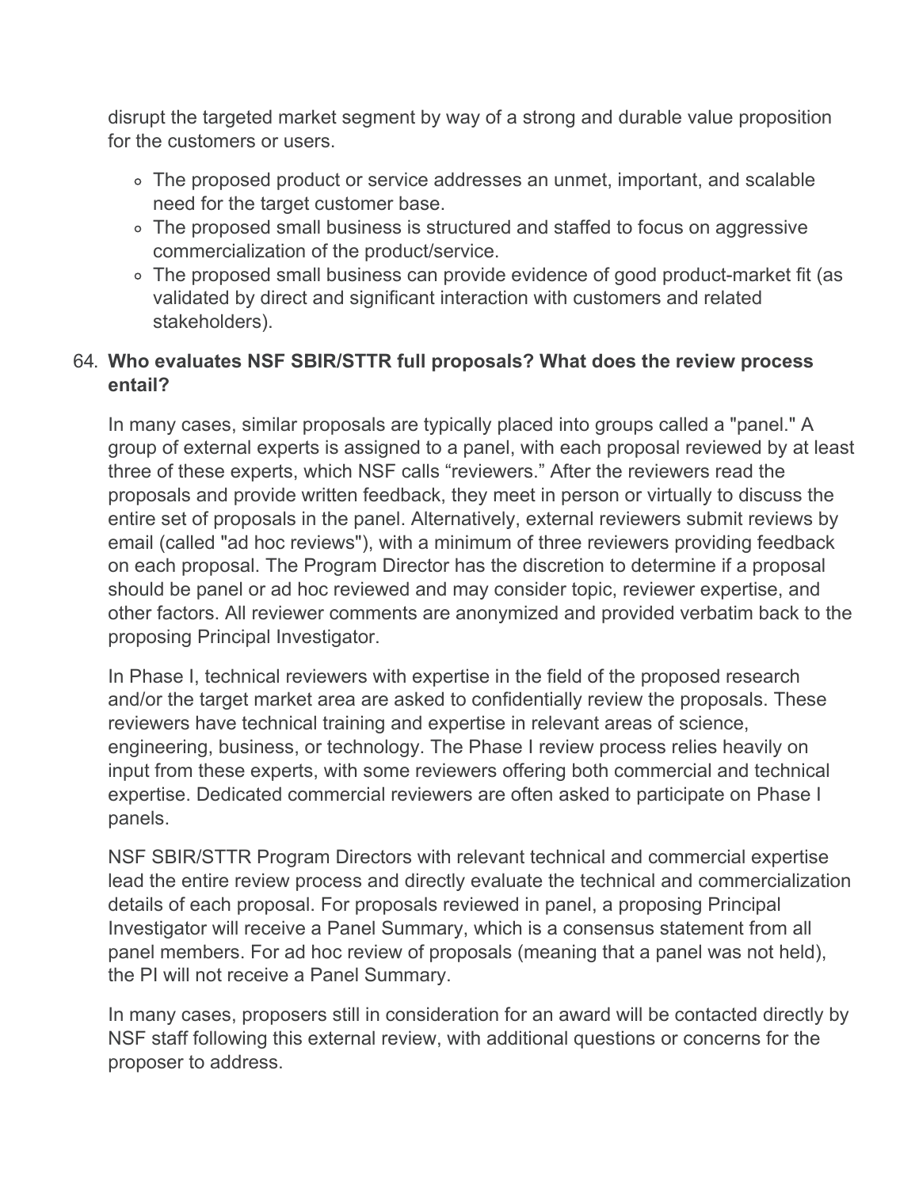disrupt the targeted market segment by way of a strong and durable value proposition for the customers or users.

- The proposed product or service addresses an unmet, important, and scalable need for the target customer base.
- The proposed small business is structured and staffed to focus on aggressive commercialization of the product/service.
- The proposed small business can provide evidence of good product-market fit (as validated by direct and significant interaction with customers and related stakeholders).

64. **Who evaluates NSF SBIR/STTR full proposals? What does the review process entail?**

    In many cases, similar proposals are typically placed into groups called a "panel." A group of external experts is assigned to a panel, with each proposal reviewed by at least three of these experts, which NSF calls "reviewers." After the reviewers read the proposals and provide written feedback, they meet in person or virtually to discuss the entire set of proposals in the panel. Alternatively, external reviewers submit reviews by email (called "ad hoc reviews"), with a minimum of three reviewers providing feedback on each proposal. The Program Director has the discretion to determine if a proposal should be panel or ad hoc reviewed and may consider topic, reviewer expertise, and other factors. All reviewer comments are anonymized and provided verbatim back to the proposing Principal Investigator.

    In Phase I, technical reviewers with expertise in the field of the proposed research and/or the target market area are asked to confidentially review the proposals. These reviewers have technical training and expertise in relevant areas of science, engineering, business, or technology. The Phase I review process relies heavily on input from these experts, with some reviewers offering both commercial and technical expertise. Dedicated commercial reviewers are often asked to participate on Phase I panels.

    NSF SBIR/STTR Program Directors with relevant technical and commercial expertise lead the entire review process and directly evaluate the technical and commercialization details of each proposal. For proposals reviewed in panel, a proposing Principal Investigator will receive a Panel Summary, which is a consensus statement from all panel members. For ad hoc review of proposals (meaning that a panel was not held), the PI will not receive a Panel Summary.

    In many cases, proposers still in consideration for an award will be contacted directly by NSF staff following this external review, with additional questions or concerns for the proposer to address.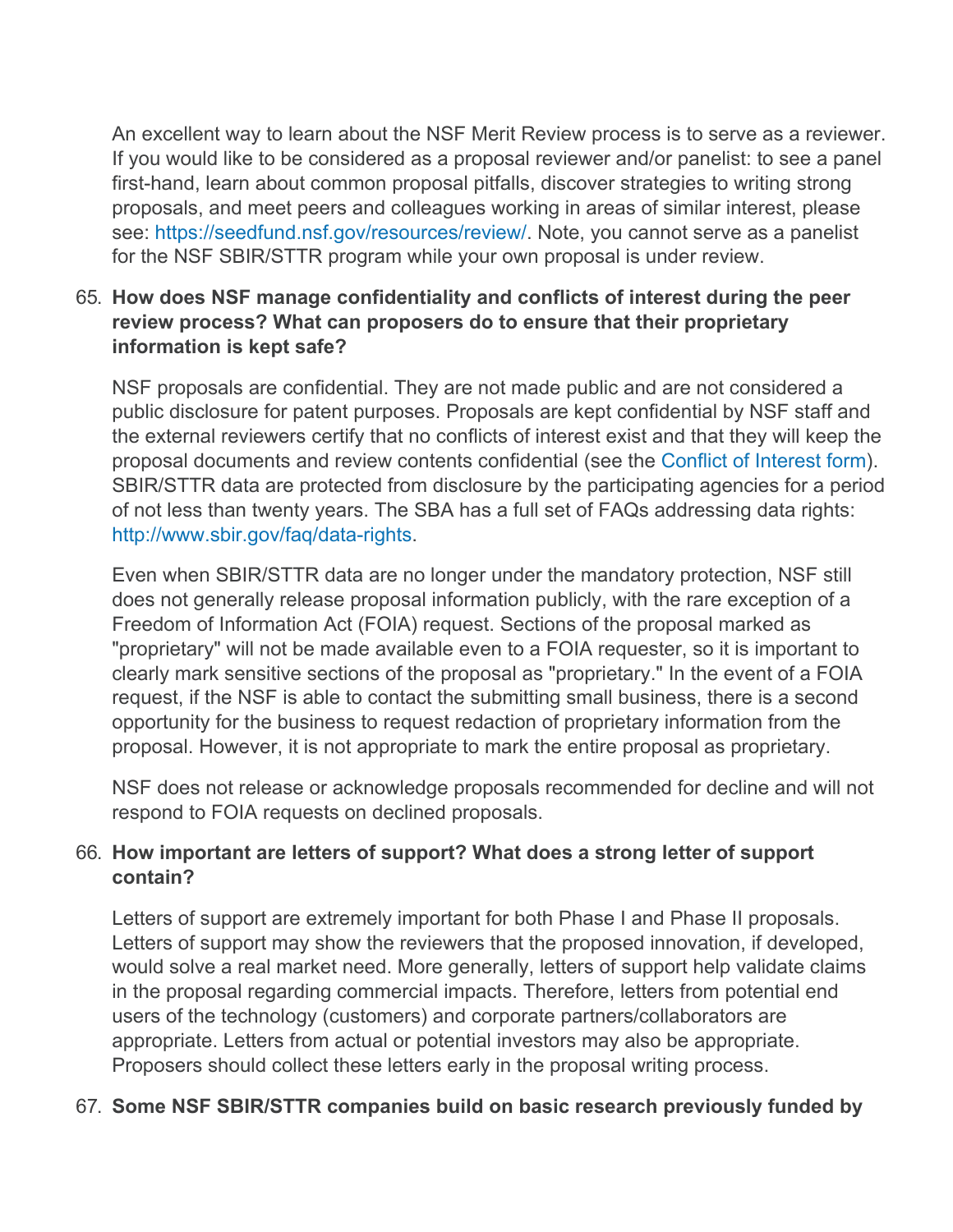An excellent way to learn about the NSF Merit Review process is to serve as a reviewer. If you would like to be considered as a proposal reviewer and/or panelist: to see a panel first-hand, learn about common proposal pitfalls, discover strategies to writing strong proposals, and meet peers and colleagues working in areas of similar interest, please see: [https://seedfund.nsf.gov/resources/review/](https://seedfund.nsf.gov/resources/review/). Note, you cannot serve as a panelist for the NSF SBIR/STTR program while your own proposal is under review.

65. **How does NSF manage confidentiality and conflicts of interest during the peer review process? What can proposers do to ensure that their proprietary information is kept safe?**

    NSF proposals are confidential. They are not made public and are not considered a public disclosure for patent purposes. Proposals are kept confidential by NSF staff and the external reviewers certify that no conflicts of interest exist and that they will keep the proposal documents and review contents confidential (see the Conflict of Interest form). SBIR/STTR data are protected from disclosure by the participating agencies for a period of not less than twenty years. The SBA has a full set of FAQs addressing data rights: [http://www.sbir.gov/faq/data-rights](http://www.sbir.gov/faq/data-rights).

    Even when SBIR/STTR data are no longer under the mandatory protection, NSF still does not generally release proposal information publicly, with the rare exception of a Freedom of Information Act (FOIA) request. Sections of the proposal marked as "proprietary" will not be made available even to a FOIA requester, so it is important to clearly mark sensitive sections of the proposal as "proprietary." In the event of a FOIA request, if the NSF is able to contact the submitting small business, there is a second opportunity for the business to request redaction of proprietary information from the proposal. However, it is not appropriate to mark the entire proposal as proprietary.

    NSF does not release or acknowledge proposals recommended for decline and will not respond to FOIA requests on declined proposals.

66. **How important are letters of support? What does a strong letter of support contain?**

    Letters of support are extremely important for both Phase I and Phase II proposals. Letters of support may show the reviewers that the proposed innovation, if developed, would solve a real market need. More generally, letters of support help validate claims in the proposal regarding commercial impacts. Therefore, letters from potential end users of the technology (customers) and corporate partners/collaborators are appropriate. Letters from actual or potential investors may also be appropriate. Proposers should collect these letters early in the proposal writing process.

67. **Some NSF SBIR/STTR companies build on basic research previously funded by**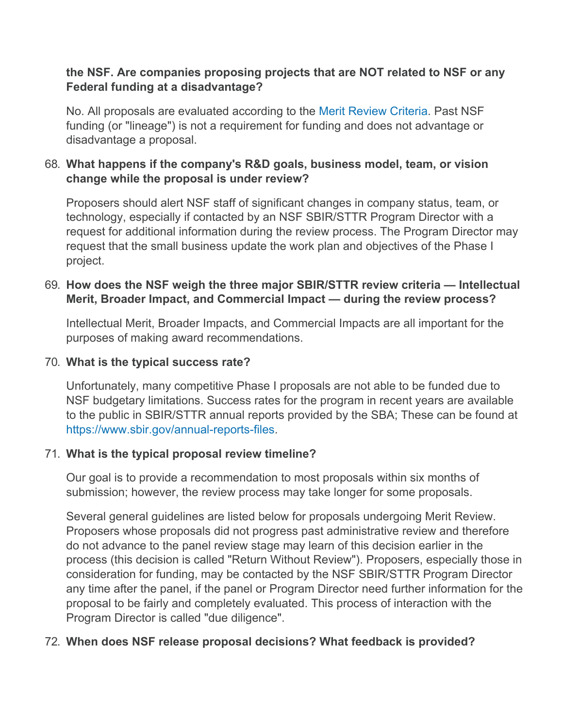**the NSF. Are companies proposing projects that are NOT related to NSF or any Federal funding at a disadvantage?**

No. All proposals are evaluated according to the Merit Review Criteria. Past NSF funding (or "lineage") is not a requirement for funding and does not advantage or disadvantage a proposal.

68. **What happens if the company's R&D goals, business model, team, or vision change while the proposal is under review?**

    Proposers should alert NSF staff of significant changes in company status, team, or technology, especially if contacted by an NSF SBIR/STTR Program Director with a request for additional information during the review process. The Program Director may request that the small business update the work plan and objectives of the Phase I project.

69. **How does the NSF weigh the three major SBIR/STTR review criteria — Intellectual Merit, Broader Impact, and Commercial Impact — during the review process?**

    Intellectual Merit, Broader Impacts, and Commercial Impacts are all important for the purposes of making award recommendations.

70. **What is the typical success rate?**

    Unfortunately, many competitive Phase I proposals are not able to be funded due to NSF budgetary limitations. Success rates for the program in recent years are available to the public in SBIR/STTR annual reports provided by the SBA; These can be found at https://www.sbir.gov/annual-reports-files.

71. **What is the typical proposal review timeline?**

    Our goal is to provide a recommendation to most proposals within six months of submission; however, the review process may take longer for some proposals.

    Several general guidelines are listed below for proposals undergoing Merit Review. Proposers whose proposals did not progress past administrative review and therefore do not advance to the panel review stage may learn of this decision earlier in the process (this decision is called "Return Without Review"). Proposers, especially those in consideration for funding, may be contacted by the NSF SBIR/STTR Program Director any time after the panel, if the panel or Program Director need further information for the proposal to be fairly and completely evaluated. This process of interaction with the Program Director is called "due diligence".

72. **When does NSF release proposal decisions? What feedback is provided?**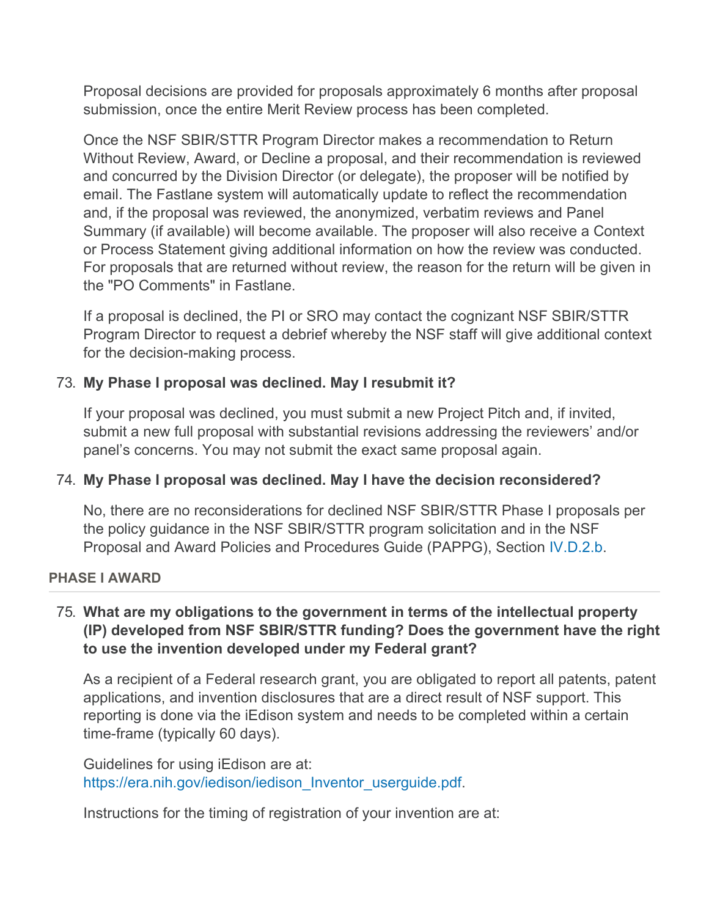Proposal decisions are provided for proposals approximately 6 months after proposal submission, once the entire Merit Review process has been completed.

Once the NSF SBIR/STTR Program Director makes a recommendation to Return Without Review, Award, or Decline a proposal, and their recommendation is reviewed and concurred by the Division Director (or delegate), the proposer will be notified by email. The Fastlane system will automatically update to reflect the recommendation and, if the proposal was reviewed, the anonymized, verbatim reviews and Panel Summary (if available) will become available. The proposer will also receive a Context or Process Statement giving additional information on how the review was conducted. For proposals that are returned without review, the reason for the return will be given in the "PO Comments" in Fastlane.

If a proposal is declined, the PI or SRO may contact the cognizant NSF SBIR/STTR Program Director to request a debrief whereby the NSF staff will give additional context for the decision-making process.

73. **My Phase I proposal was declined. May I resubmit it?**

    If your proposal was declined, you must submit a new Project Pitch and, if invited, submit a new full proposal with substantial revisions addressing the reviewers' and/or panel's concerns. You may not submit the exact same proposal again.

74. **My Phase I proposal was declined. May I have the decision reconsidered?**

    No, there are no reconsiderations for declined NSF SBIR/STTR Phase I proposals per the policy guidance in the NSF SBIR/STTR program solicitation and in the NSF Proposal and Award Policies and Procedures Guide (PAPPG), Section IV.D.2.b.

## PHASE I AWARD

75. **What are my obligations to the government in terms of the intellectual property (IP) developed from NSF SBIR/STTR funding? Does the government have the right to use the invention developed under my Federal grant?**

    As a recipient of a Federal research grant, you are obligated to report all patents, patent applications, and invention disclosures that are a direct result of NSF support. This reporting is done via the iEdison system and needs to be completed within a certain time-frame (typically 60 days).

    Guidelines for using iEdison are at: https://era.nih.gov/iedison/iedison_Inventor_userguide.pdf.

    Instructions for the timing of registration of your invention are at: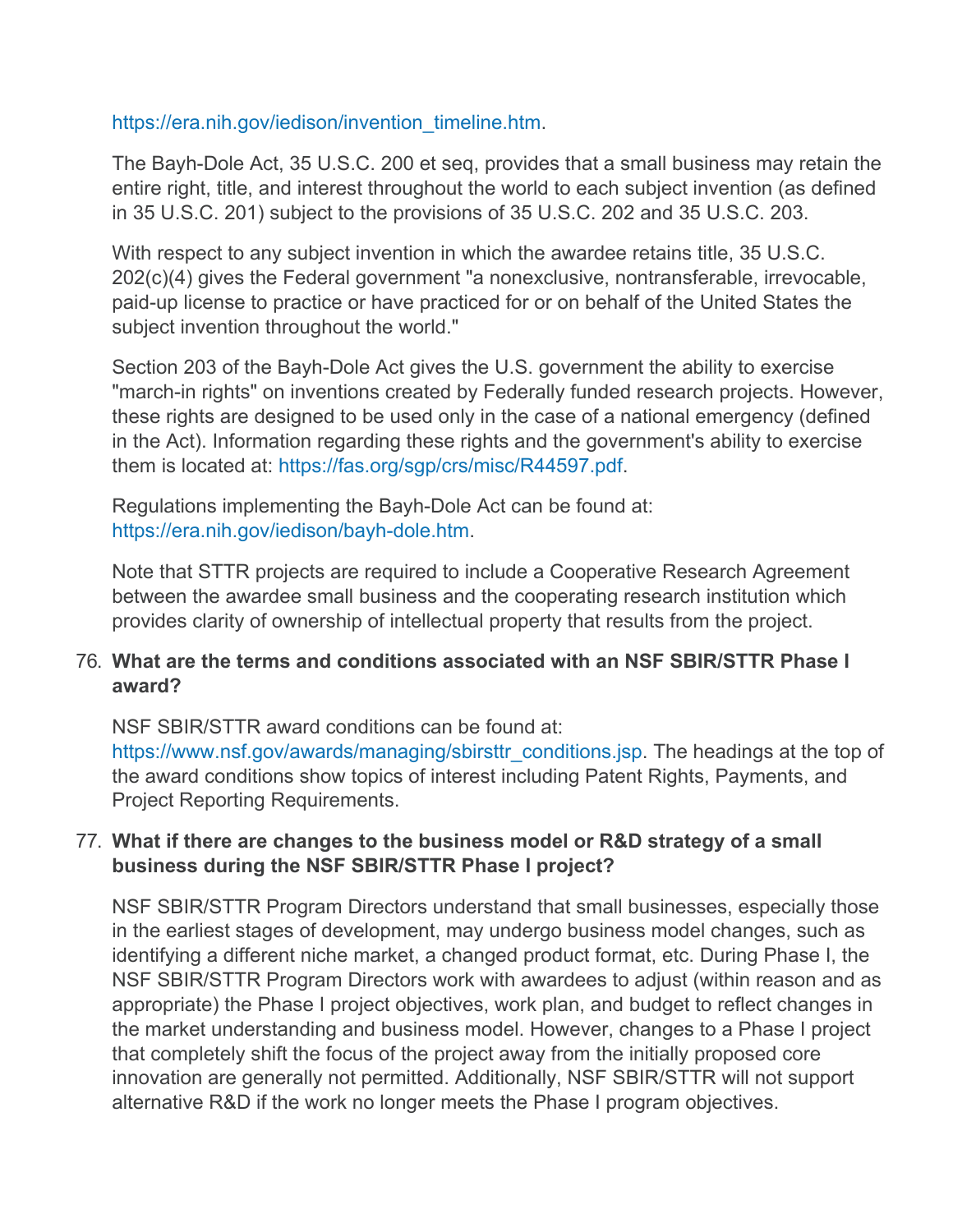https://era.nih.gov/iedison/invention_timeline.htm.

The Bayh-Dole Act, 35 U.S.C. 200 et seq, provides that a small business may retain the entire right, title, and interest throughout the world to each subject invention (as defined in 35 U.S.C. 201) subject to the provisions of 35 U.S.C. 202 and 35 U.S.C. 203.

With respect to any subject invention in which the awardee retains title, 35 U.S.C. 202(c)(4) gives the Federal government "a nonexclusive, nontransferable, irrevocable, paid-up license to practice or have practiced for or on behalf of the United States the subject invention throughout the world."

Section 203 of the Bayh-Dole Act gives the U.S. government the ability to exercise "march-in rights" on inventions created by Federally funded research projects. However, these rights are designed to be used only in the case of a national emergency (defined in the Act). Information regarding these rights and the government's ability to exercise them is located at: https://fas.org/sgp/crs/misc/R44597.pdf.

Regulations implementing the Bayh-Dole Act can be found at: https://era.nih.gov/iedison/bayh-dole.htm.

Note that STTR projects are required to include a Cooperative Research Agreement between the awardee small business and the cooperating research institution which provides clarity of ownership of intellectual property that results from the project.

76. **What are the terms and conditions associated with an NSF SBIR/STTR Phase I award?**

    NSF SBIR/STTR award conditions can be found at: https://www.nsf.gov/awards/managing/sbirsttr_conditions.jsp. The headings at the top of the award conditions show topics of interest including Patent Rights, Payments, and Project Reporting Requirements.

77. **What if there are changes to the business model or R&D strategy of a small business during the NSF SBIR/STTR Phase I project?**

    NSF SBIR/STTR Program Directors understand that small businesses, especially those in the earliest stages of development, may undergo business model changes, such as identifying a different niche market, a changed product format, etc. During Phase I, the NSF SBIR/STTR Program Directors work with awardees to adjust (within reason and as appropriate) the Phase I project objectives, work plan, and budget to reflect changes in the market understanding and business model. However, changes to a Phase I project that completely shift the focus of the project away from the initially proposed core innovation are generally not permitted. Additionally, NSF SBIR/STTR will not support alternative R&D if the work no longer meets the Phase I program objectives.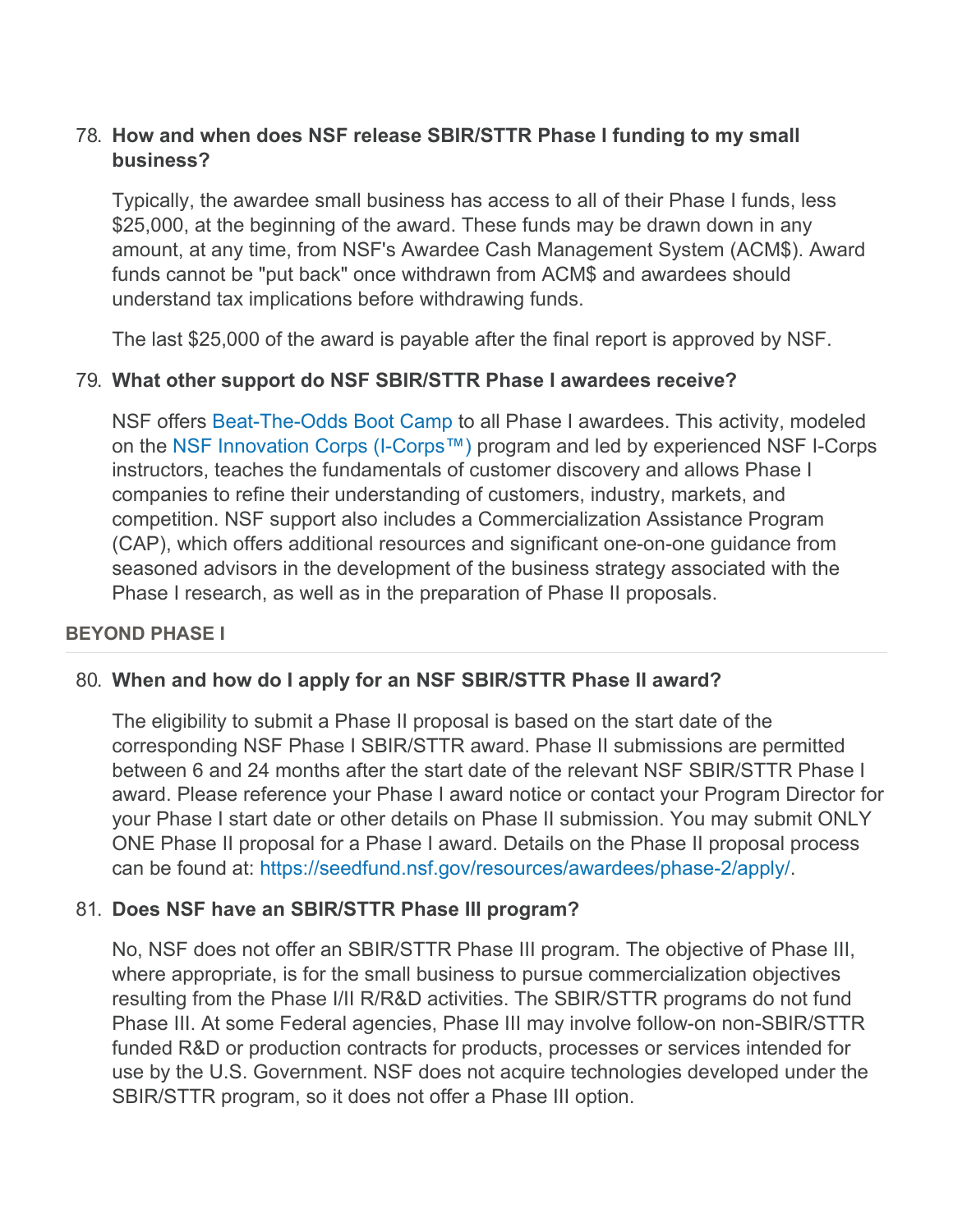78. **How and when does NSF release SBIR/STTR Phase I funding to my small business?**

    Typically, the awardee small business has access to all of their Phase I funds, less $25,000, at the beginning of the award. These funds may be drawn down in any amount, at any time, from NSF's Awardee Cash Management System (ACM$). Award funds cannot be "put back" once withdrawn from ACM$ and awardees should understand tax implications before withdrawing funds.

    The last $25,000 of the award is payable after the final report is approved by NSF.

79. **What other support do NSF SBIR/STTR Phase I awardees receive?**

    NSF offers Beat-The-Odds Boot Camp to all Phase I awardees. This activity, modeled on the NSF Innovation Corps (I-Corps™) program and led by experienced NSF I-Corps instructors, teaches the fundamentals of customer discovery and allows Phase I companies to refine their understanding of customers, industry, markets, and competition. NSF support also includes a Commercialization Assistance Program (CAP), which offers additional resources and significant one-on-one guidance from seasoned advisors in the development of the business strategy associated with the Phase I research, as well as in the preparation of Phase II proposals.

### BEYOND PHASE I

80. **When and how do I apply for an NSF SBIR/STTR Phase II award?**

    The eligibility to submit a Phase II proposal is based on the start date of the corresponding NSF Phase I SBIR/STTR award. Phase II submissions are permitted between 6 and 24 months after the start date of the relevant NSF SBIR/STTR Phase I award. Please reference your Phase I award notice or contact your Program Director for your Phase I start date or other details on Phase II submission. You may submit ONLY ONE Phase II proposal for a Phase I award. Details on the Phase II proposal process can be found at: https://seedfund.nsf.gov/resources/awardees/phase-2/apply/.

81. **Does NSF have an SBIR/STTR Phase III program?**

    No, NSF does not offer an SBIR/STTR Phase III program. The objective of Phase III, where appropriate, is for the small business to pursue commercialization objectives resulting from the Phase I/II R/R&D activities. The SBIR/STTR programs do not fund Phase III. At some Federal agencies, Phase III may involve follow-on non-SBIR/STTR funded R&D or production contracts for products, processes or services intended for use by the U.S. Government. NSF does not acquire technologies developed under the SBIR/STTR program, so it does not offer a Phase III option.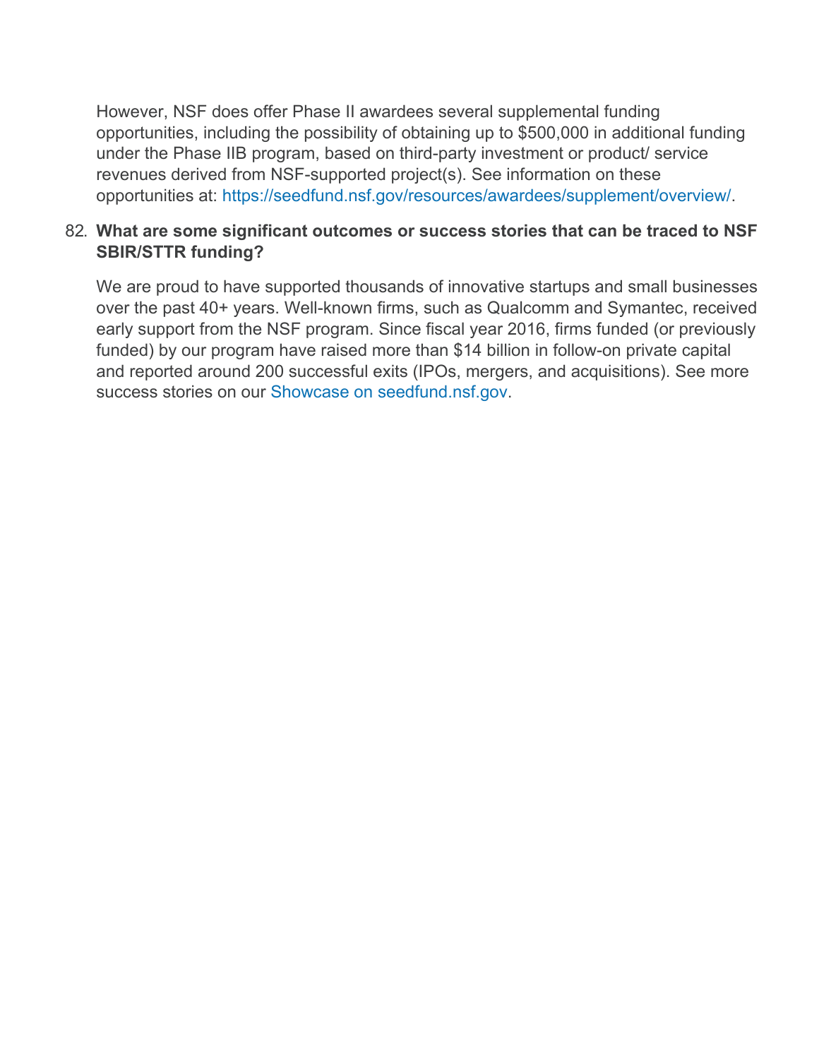However, NSF does offer Phase II awardees several supplemental funding opportunities, including the possibility of obtaining up to $500,000 in additional funding under the Phase IIB program, based on third-party investment or product/ service revenues derived from NSF-supported project(s). See information on these opportunities at: https://seedfund.nsf.gov/resources/awardees/supplement/overview/.

82. **What are some significant outcomes or success stories that can be traced to NSF SBIR/STTR funding?**

    We are proud to have supported thousands of innovative startups and small businesses over the past 40+ years. Well-known firms, such as Qualcomm and Symantec, received early support from the NSF program. Since fiscal year 2016, firms funded (or previously funded) by our program have raised more than $14 billion in follow-on private capital and reported around 200 successful exits (IPOs, mergers, and acquisitions). See more success stories on our Showcase on seedfund.nsf.gov.